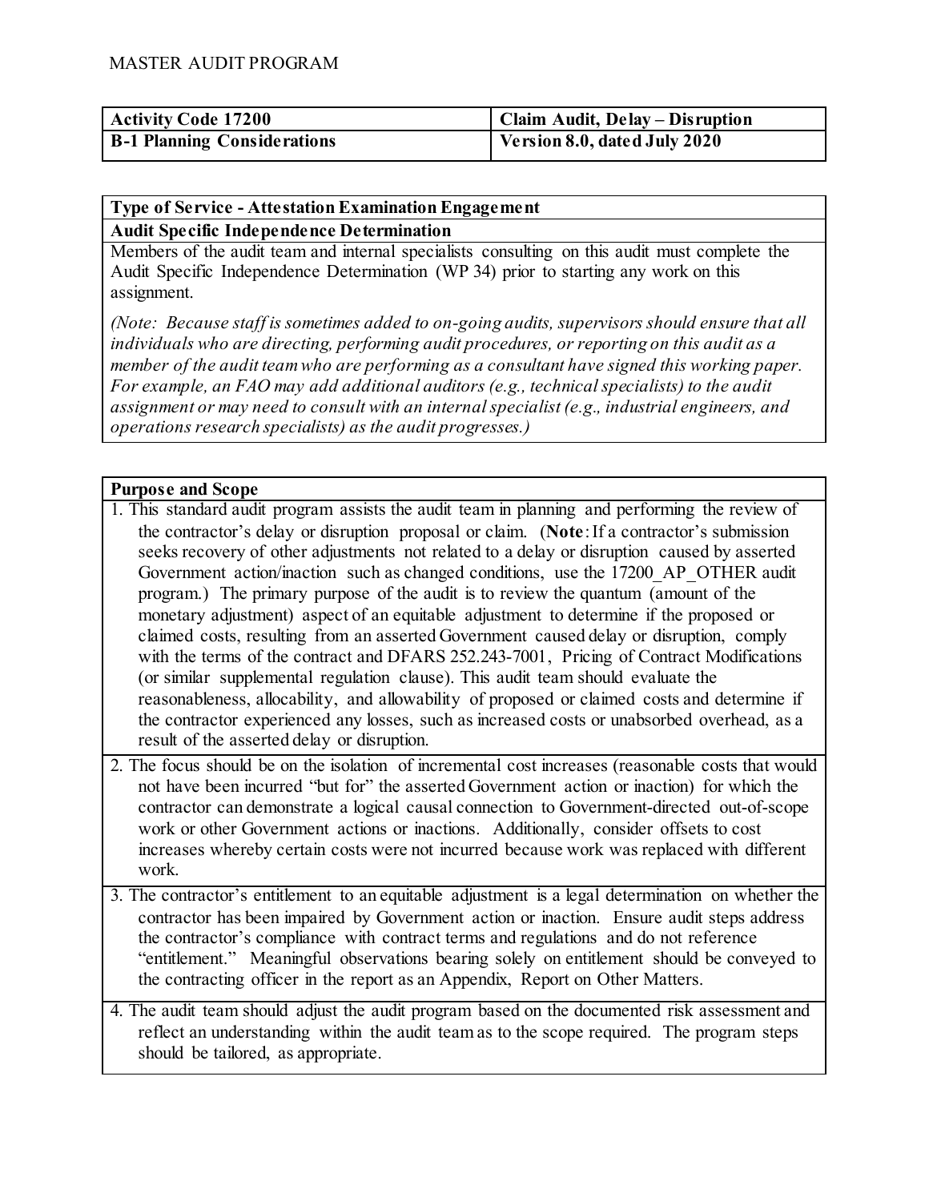MASTER AUDIT PROGRAM

| **Activity Code 17200** | **Claim Audit, Delay – Disruption** |
| --- | --- |
| **B-1 Planning Considerations** | **Version 8.0, dated July 2020** |

**Type of Service - Attestation Examination Engagement**

**Audit Specific Independence Determination**

Members of the audit team and internal specialists consulting on this audit must complete the Audit Specific Independence Determination (WP 34) prior to starting any work on this assignment.

*(Note: Because staff is sometimes added to on-going audits, supervisors should ensure that all individuals who are directing, performing audit procedures, or reporting on this audit as a member of the audit team who are performing as a consultant have signed this working paper. For example, an FAO may add additional auditors (e.g., technical specialists) to the audit assignment or may need to consult with an internal specialist (e.g., industrial engineers, and operations research specialists) as the audit progresses.)*

**Purpose and Scope**

1. This standard audit program assists the audit team in planning and performing the review of the contractor's delay or disruption proposal or claim. (**Note**: If a contractor's submission seeks recovery of other adjustments not related to a delay or disruption caused by asserted Government action/inaction such as changed conditions, use the 17200_AP_OTHER audit program.) The primary purpose of the audit is to review the quantum (amount of the monetary adjustment) aspect of an equitable adjustment to determine if the proposed or claimed costs, resulting from an asserted Government caused delay or disruption, comply with the terms of the contract and DFARS 252.243-7001, Pricing of Contract Modifications (or similar supplemental regulation clause). This audit team should evaluate the reasonableness, allocability, and allowability of proposed or claimed costs and determine if the contractor experienced any losses, such as increased costs or unabsorbed overhead, as a result of the asserted delay or disruption.

2. The focus should be on the isolation of incremental cost increases (reasonable costs that would not have been incurred "but for" the asserted Government action or inaction) for which the contractor can demonstrate a logical causal connection to Government-directed out-of-scope work or other Government actions or inactions. Additionally, consider offsets to cost increases whereby certain costs were not incurred because work was replaced with different work.

3. The contractor's entitlement to an equitable adjustment is a legal determination on whether the contractor has been impaired by Government action or inaction. Ensure audit steps address the contractor's compliance with contract terms and regulations and do not reference "entitlement." Meaningful observations bearing solely on entitlement should be conveyed to the contracting officer in the report as an Appendix, Report on Other Matters.

4. The audit team should adjust the audit program based on the documented risk assessment and reflect an understanding within the audit team as to the scope required. The program steps should be tailored, as appropriate.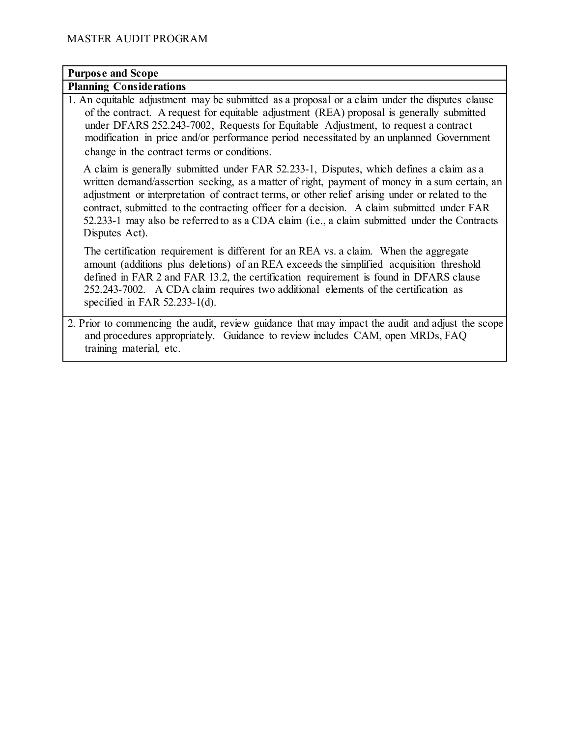MASTER AUDIT PROGRAM

**Purpose and Scope**

**Planning Considerations**

1. An equitable adjustment may be submitted as a proposal or a claim under the disputes clause of the contract. A request for equitable adjustment (REA) proposal is generally submitted under DFARS 252.243-7002, Requests for Equitable Adjustment, to request a contract modification in price and/or performance period necessitated by an unplanned Government change in the contract terms or conditions.

   A claim is generally submitted under FAR 52.233-1, Disputes, which defines a claim as a written demand/assertion seeking, as a matter of right, payment of money in a sum certain, an adjustment or interpretation of contract terms, or other relief arising under or related to the contract, submitted to the contracting officer for a decision. A claim submitted under FAR 52.233-1 may also be referred to as a CDA claim (i.e., a claim submitted under the Contracts Disputes Act).

   The certification requirement is different for an REA vs. a claim. When the aggregate amount (additions plus deletions) of an REA exceeds the simplified acquisition threshold defined in FAR 2 and FAR 13.2, the certification requirement is found in DFARS clause 252.243-7002. A CDA claim requires two additional elements of the certification as specified in FAR 52.233-1(d).

2. Prior to commencing the audit, review guidance that may impact the audit and adjust the scope and procedures appropriately. Guidance to review includes CAM, open MRDs, FAQ training material, etc.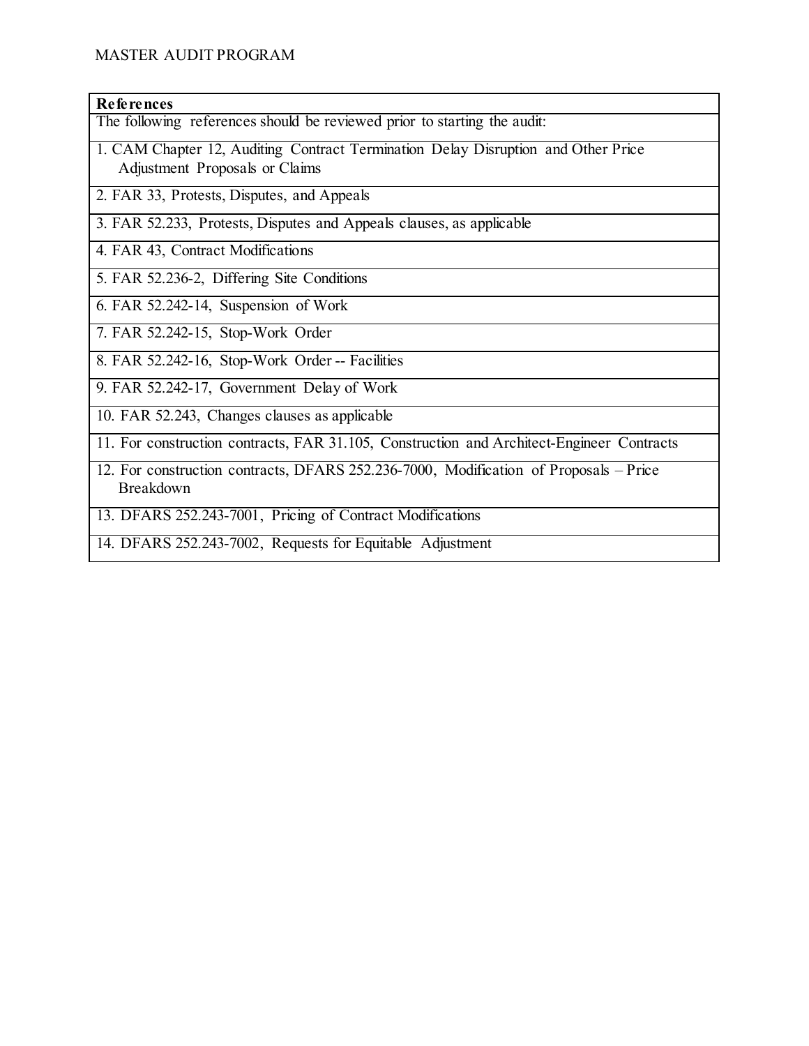MASTER AUDIT PROGRAM

| **References** |
| --- |
| The following references should be reviewed prior to starting the audit: |
| 1. CAM Chapter 12, Auditing Contract Termination Delay Disruption and Other Price Adjustment Proposals or Claims |
| 2. FAR 33, Protests, Disputes, and Appeals |
| 3. FAR 52.233, Protests, Disputes and Appeals clauses, as applicable |
| 4. FAR 43, Contract Modifications |
| 5. FAR 52.236-2, Differing Site Conditions |
| 6. FAR 52.242-14, Suspension of Work |
| 7. FAR 52.242-15, Stop-Work Order |
| 8. FAR 52.242-16, Stop-Work Order -- Facilities |
| 9. FAR 52.242-17, Government Delay of Work |
| 10. FAR 52.243, Changes clauses as applicable |
| 11. For construction contracts, FAR 31.105, Construction and Architect-Engineer Contracts |
| 12. For construction contracts, DFARS 252.236-7000, Modification of Proposals – Price Breakdown |
| 13. DFARS 252.243-7001, Pricing of Contract Modifications |
| 14. DFARS 252.243-7002, Requests for Equitable Adjustment |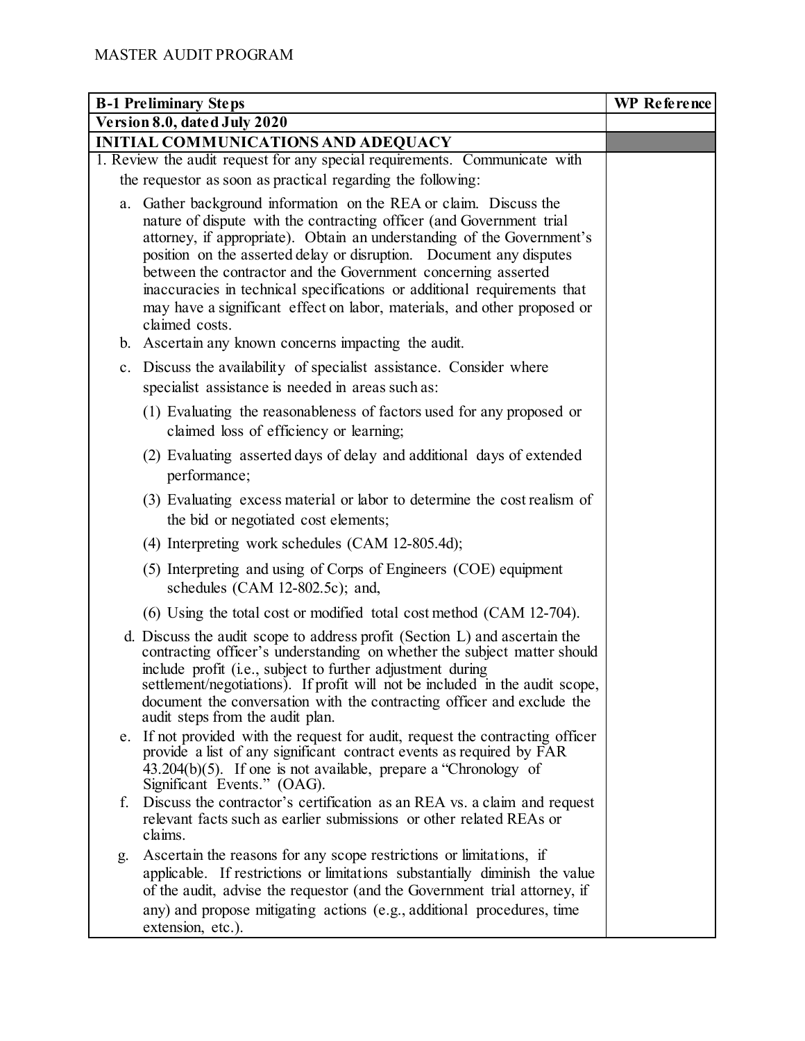MASTER AUDIT PROGRAM

| B-1 Preliminary Steps | WP Reference |
|---|---|
| Version 8.0, dated July 2020 | |
| **INITIAL COMMUNICATIONS AND ADEQUACY** | |
| 1. Review the audit request for any special requirements. Communicate with the requestor as soon as practical regarding the following:<br><br>a. Gather background information on the REA or claim. Discuss the nature of dispute with the contracting officer (and Government trial attorney, if appropriate). Obtain an understanding of the Government's position on the asserted delay or disruption. Document any disputes between the contractor and the Government concerning asserted inaccuracies in technical specifications or additional requirements that may have a significant effect on labor, materials, and other proposed or claimed costs.<br>b. Ascertain any known concerns impacting the audit.<br>c. Discuss the availability of specialist assistance. Consider where specialist assistance is needed in areas such as:<br>(1) Evaluating the reasonableness of factors used for any proposed or claimed loss of efficiency or learning;<br>(2) Evaluating asserted days of delay and additional days of extended performance;<br>(3) Evaluating excess material or labor to determine the cost realism of the bid or negotiated cost elements;<br>(4) Interpreting work schedules (CAM 12-805.4d);<br>(5) Interpreting and using of Corps of Engineers (COE) equipment schedules (CAM 12-802.5c); and,<br>(6) Using the total cost or modified total cost method (CAM 12-704).<br>d. Discuss the audit scope to address profit (Section L) and ascertain the contracting officer's understanding on whether the subject matter should include profit (i.e., subject to further adjustment during settlement/negotiations). If profit will not be included in the audit scope, document the conversation with the contracting officer and exclude the audit steps from the audit plan.<br>e. If not provided with the request for audit, request the contracting officer provide a list of any significant contract events as required by FAR 43.204(b)(5). If one is not available, prepare a "Chronology of Significant Events." (OAG).<br>f. Discuss the contractor's certification as an REA vs. a claim and request relevant facts such as earlier submissions or other related REAs or claims.<br>g. Ascertain the reasons for any scope restrictions or limitations, if applicable. If restrictions or limitations substantially diminish the value of the audit, advise the requestor (and the Government trial attorney, if any) and propose mitigating actions (e.g., additional procedures, time extension, etc.). | |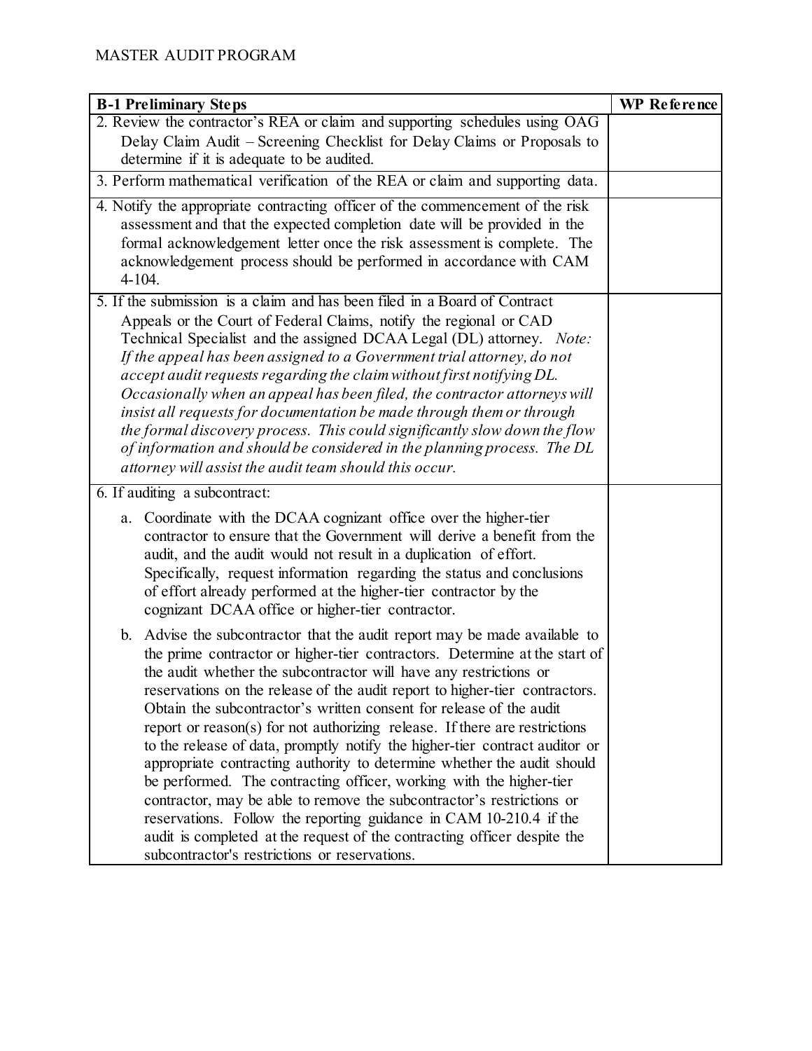MASTER AUDIT PROGRAM

| B-1 Preliminary Steps | WP Reference |
|---|---|
| 2. Review the contractor's REA or claim and supporting schedules using OAG Delay Claim Audit – Screening Checklist for Delay Claims or Proposals to determine if it is adequate to be audited. | |
| 3. Perform mathematical verification of the REA or claim and supporting data. | |
| 4. Notify the appropriate contracting officer of the commencement of the risk assessment and that the expected completion date will be provided in the formal acknowledgement letter once the risk assessment is complete. The acknowledgement process should be performed in accordance with CAM 4-104. | |
| 5. If the submission is a claim and has been filed in a Board of Contract Appeals or the Court of Federal Claims, notify the regional or CAD Technical Specialist and the assigned DCAA Legal (DL) attorney. *Note: If the appeal has been assigned to a Government trial attorney, do not accept audit requests regarding the claim without first notifying DL. Occasionally when an appeal has been filed, the contractor attorneys will insist all requests for documentation be made through them or through the formal discovery process. This could significantly slow down the flow of information and should be considered in the planning process. The DL attorney will assist the audit team should this occur.* | |
| 6. If auditing a subcontract:<br><br>a. Coordinate with the DCAA cognizant office over the higher-tier contractor to ensure that the Government will derive a benefit from the audit, and the audit would not result in a duplication of effort. Specifically, request information regarding the status and conclusions of effort already performed at the higher-tier contractor by the cognizant DCAA office or higher-tier contractor.<br><br>b. Advise the subcontractor that the audit report may be made available to the prime contractor or higher-tier contractors. Determine at the start of the audit whether the subcontractor will have any restrictions or reservations on the release of the audit report to higher-tier contractors. Obtain the subcontractor's written consent for release of the audit report or reason(s) for not authorizing release. If there are restrictions to the release of data, promptly notify the higher-tier contract auditor or appropriate contracting authority to determine whether the audit should be performed. The contracting officer, working with the higher-tier contractor, may be able to remove the subcontractor's restrictions or reservations. Follow the reporting guidance in CAM 10-210.4 if the audit is completed at the request of the contracting officer despite the subcontractor's restrictions or reservations. | |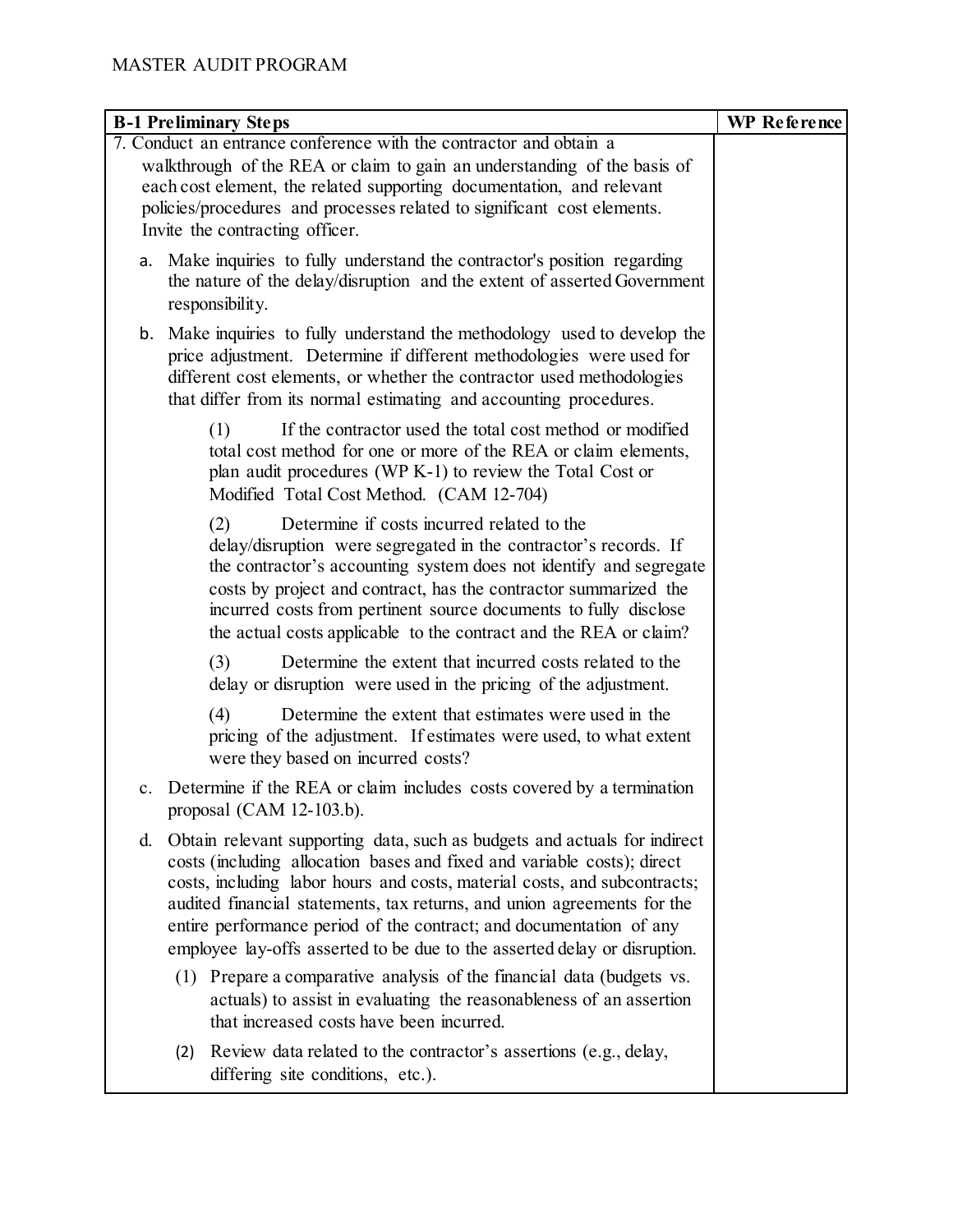MASTER AUDIT PROGRAM

| B-1 Preliminary Steps | WP Reference |
|---|---|
| 7. Conduct an entrance conference with the contractor and obtain a walkthrough of the REA or claim to gain an understanding of the basis of each cost element, the related supporting documentation, and relevant policies/procedures and processes related to significant cost elements. Invite the contracting officer.<br><br>a. Make inquiries to fully understand the contractor's position regarding the nature of the delay/disruption and the extent of asserted Government responsibility.<br><br>b. Make inquiries to fully understand the methodology used to develop the price adjustment. Determine if different methodologies were used for different cost elements, or whether the contractor used methodologies that differ from its normal estimating and accounting procedures.<br><br>(1) If the contractor used the total cost method or modified total cost method for one or more of the REA or claim elements, plan audit procedures (WP K-1) to review the Total Cost or Modified Total Cost Method. (CAM 12-704)<br><br>(2) Determine if costs incurred related to the delay/disruption were segregated in the contractor's records. If the contractor's accounting system does not identify and segregate costs by project and contract, has the contractor summarized the incurred costs from pertinent source documents to fully disclose the actual costs applicable to the contract and the REA or claim?<br><br>(3) Determine the extent that incurred costs related to the delay or disruption were used in the pricing of the adjustment.<br><br>(4) Determine the extent that estimates were used in the pricing of the adjustment. If estimates were used, to what extent were they based on incurred costs?<br><br>c. Determine if the REA or claim includes costs covered by a termination proposal (CAM 12-103.b).<br><br>d. Obtain relevant supporting data, such as budgets and actuals for indirect costs (including allocation bases and fixed and variable costs); direct costs, including labor hours and costs, material costs, and subcontracts; audited financial statements, tax returns, and union agreements for the entire performance period of the contract; and documentation of any employee lay-offs asserted to be due to the asserted delay or disruption.<br><br>(1) Prepare a comparative analysis of the financial data (budgets vs. actuals) to assist in evaluating the reasonableness of an assertion that increased costs have been incurred.<br><br>(2) Review data related to the contractor's assertions (e.g., delay, differing site conditions, etc.). | |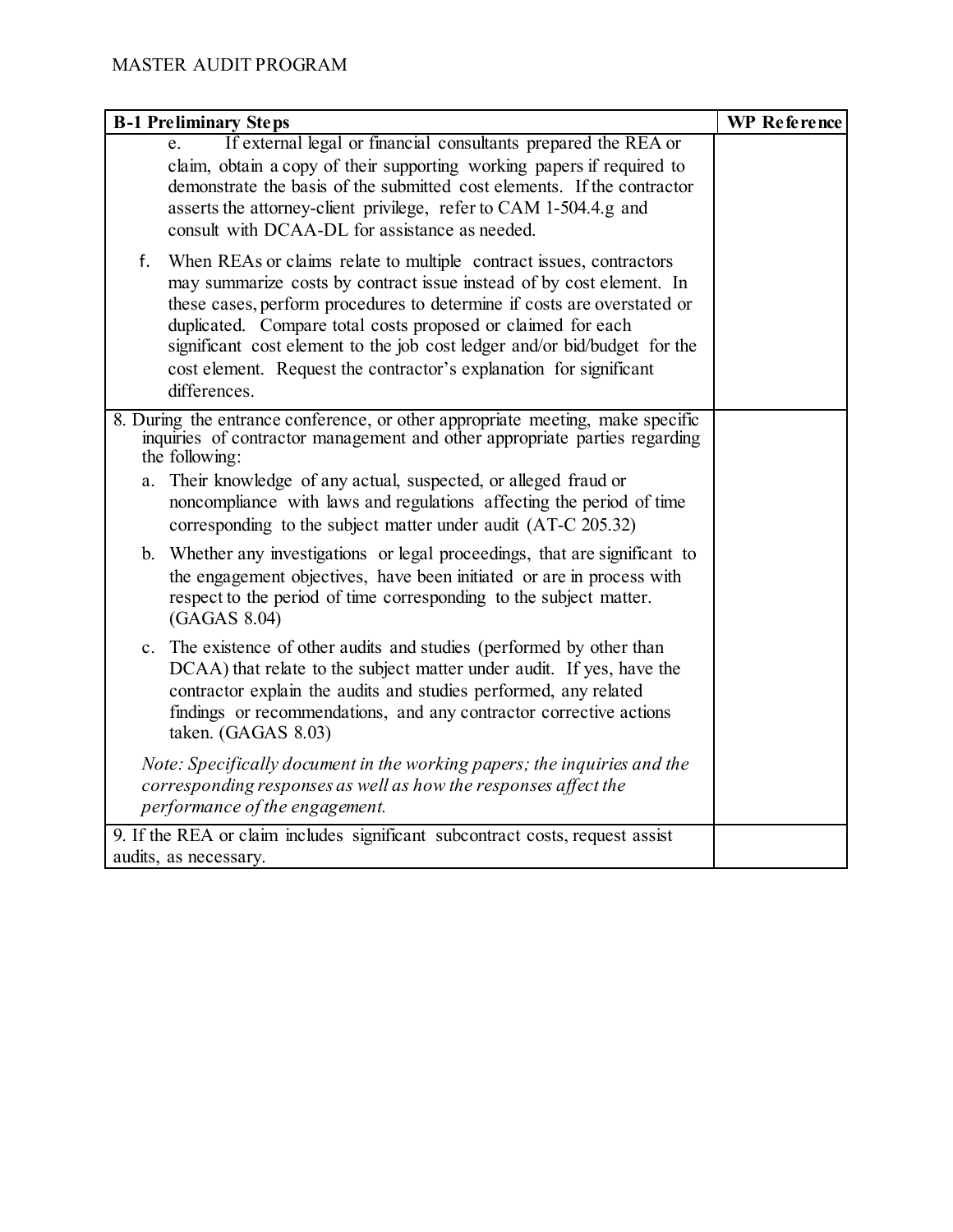| B-1 Preliminary Steps | WP Reference |
|---|---|
| e. If external legal or financial consultants prepared the REA or claim, obtain a copy of their supporting working papers if required to demonstrate the basis of the submitted cost elements. If the contractor asserts the attorney-client privilege, refer to CAM 1-504.4.g and consult with DCAA-DL for assistance as needed.<br><br>f. When REAs or claims relate to multiple contract issues, contractors may summarize costs by contract issue instead of by cost element. In these cases, perform procedures to determine if costs are overstated or duplicated. Compare total costs proposed or claimed for each significant cost element to the job cost ledger and/or bid/budget for the cost element. Request the contractor's explanation for significant differences. | |
| 8. During the entrance conference, or other appropriate meeting, make specific inquiries of contractor management and other appropriate parties regarding the following:<br><br>a. Their knowledge of any actual, suspected, or alleged fraud or noncompliance with laws and regulations affecting the period of time corresponding to the subject matter under audit (AT-C 205.32)<br><br>b. Whether any investigations or legal proceedings, that are significant to the engagement objectives, have been initiated or are in process with respect to the period of time corresponding to the subject matter. (GAGAS 8.04)<br><br>c. The existence of other audits and studies (performed by other than DCAA) that relate to the subject matter under audit. If yes, have the contractor explain the audits and studies performed, any related findings or recommendations, and any contractor corrective actions taken. (GAGAS 8.03)<br><br>*Note: Specifically document in the working papers; the inquiries and the corresponding responses as well as how the responses affect the performance of the engagement.* | |
| 9. If the REA or claim includes significant subcontract costs, request assist audits, as necessary. | |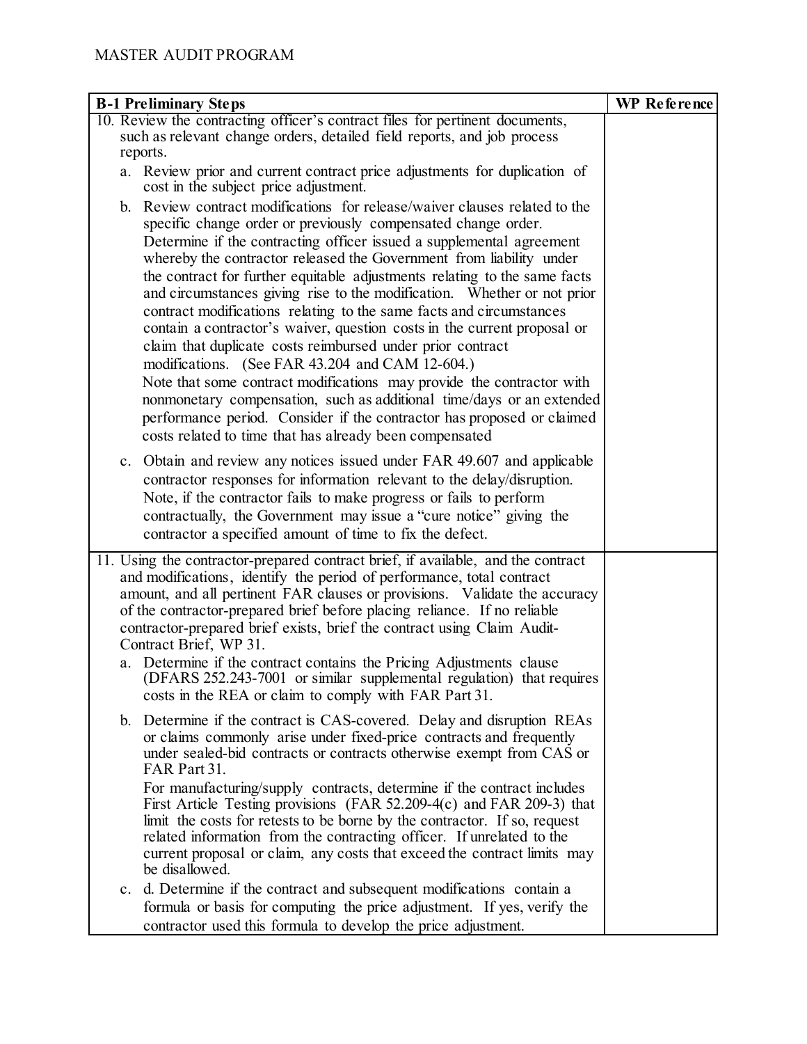MASTER AUDIT PROGRAM

| B-1 Preliminary Steps | WP Reference |
|---|---|
| 10. Review the contracting officer's contract files for pertinent documents, such as relevant change orders, detailed field reports, and job process reports.<br><br>a. Review prior and current contract price adjustments for duplication of cost in the subject price adjustment.<br><br>b. Review contract modifications for release/waiver clauses related to the specific change order or previously compensated change order. Determine if the contracting officer issued a supplemental agreement whereby the contractor released the Government from liability under the contract for further equitable adjustments relating to the same facts and circumstances giving rise to the modification. Whether or not prior contract modifications relating to the same facts and circumstances contain a contractor's waiver, question costs in the current proposal or claim that duplicate costs reimbursed under prior contract modifications. (See FAR 43.204 and CAM 12-604.)<br>Note that some contract modifications may provide the contractor with nonmonetary compensation, such as additional time/days or an extended performance period. Consider if the contractor has proposed or claimed costs related to time that has already been compensated<br><br>c. Obtain and review any notices issued under FAR 49.607 and applicable contractor responses for information relevant to the delay/disruption. Note, if the contractor fails to make progress or fails to perform contractually, the Government may issue a "cure notice" giving the contractor a specified amount of time to fix the defect. | |
| 11. Using the contractor-prepared contract brief, if available, and the contract and modifications, identify the period of performance, total contract amount, and all pertinent FAR clauses or provisions. Validate the accuracy of the contractor-prepared brief before placing reliance. If no reliable contractor-prepared brief exists, brief the contract using Claim Audit-Contract Brief, WP 31.<br><br>a. Determine if the contract contains the Pricing Adjustments clause (DFARS 252.243-7001 or similar supplemental regulation) that requires costs in the REA or claim to comply with FAR Part 31.<br><br>b. Determine if the contract is CAS-covered. Delay and disruption REAs or claims commonly arise under fixed-price contracts and frequently under sealed-bid contracts or contracts otherwise exempt from CAS or FAR Part 31.<br>For manufacturing/supply contracts, determine if the contract includes First Article Testing provisions (FAR 52.209-4(c) and FAR 209-3) that limit the costs for retests to be borne by the contractor. If so, request related information from the contracting officer. If unrelated to the current proposal or claim, any costs that exceed the contract limits may be disallowed.<br><br>c. d. Determine if the contract and subsequent modifications contain a formula or basis for computing the price adjustment. If yes, verify the contractor used this formula to develop the price adjustment. | |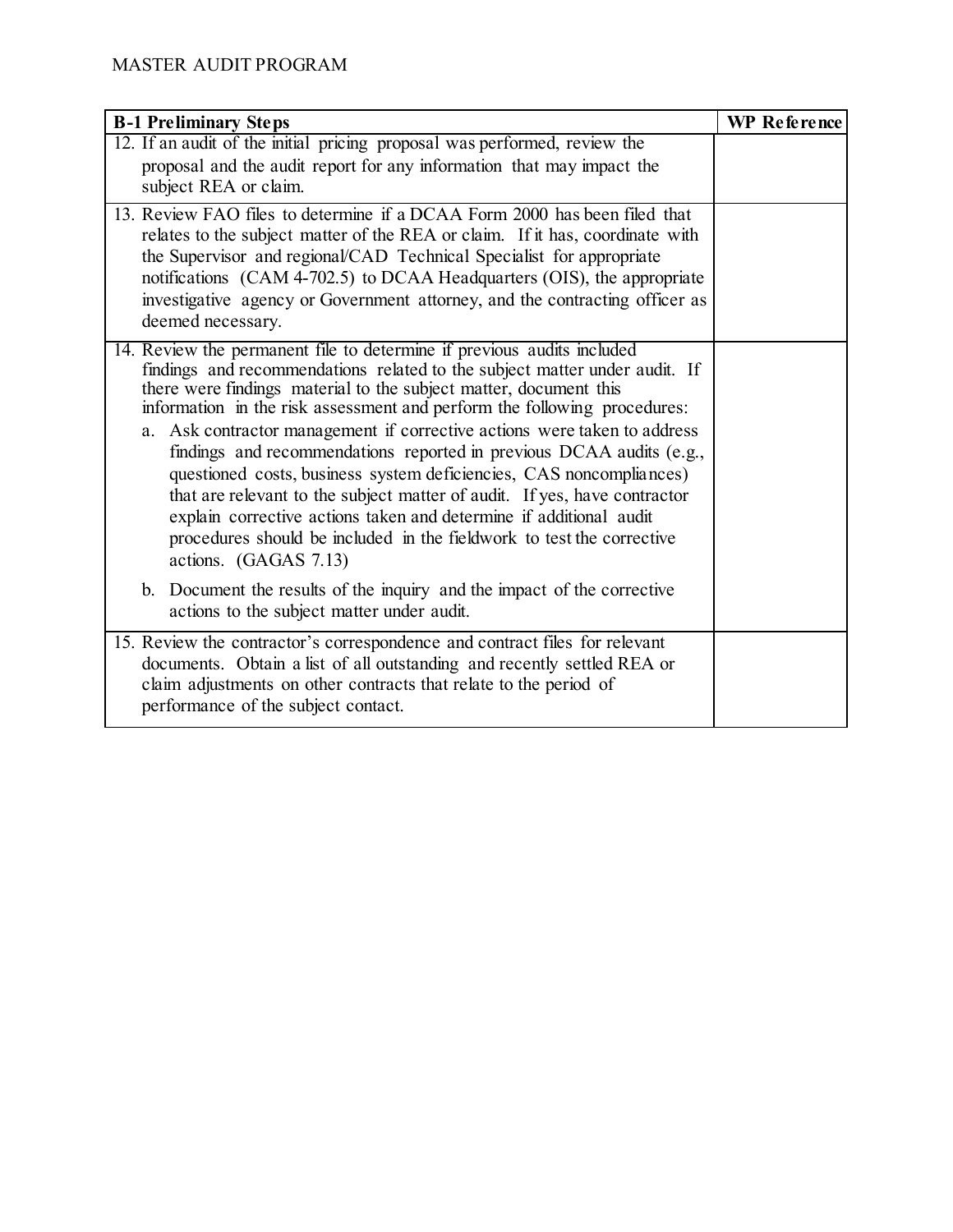| B-1 Preliminary Steps | WP Reference |
|---|---|
| 12. If an audit of the initial pricing proposal was performed, review the proposal and the audit report for any information that may impact the subject REA or claim. | |
| 13. Review FAO files to determine if a DCAA Form 2000 has been filed that relates to the subject matter of the REA or claim. If it has, coordinate with the Supervisor and regional/CAD Technical Specialist for appropriate notifications (CAM 4-702.5) to DCAA Headquarters (OIS), the appropriate investigative agency or Government attorney, and the contracting officer as deemed necessary. | |
| 14. Review the permanent file to determine if previous audits included findings and recommendations related to the subject matter under audit. If there were findings material to the subject matter, document this information in the risk assessment and perform the following procedures:<br>a. Ask contractor management if corrective actions were taken to address findings and recommendations reported in previous DCAA audits (e.g., questioned costs, business system deficiencies, CAS noncompliances) that are relevant to the subject matter of audit. If yes, have contractor explain corrective actions taken and determine if additional audit procedures should be included in the fieldwork to test the corrective actions. (GAGAS 7.13)<br>b. Document the results of the inquiry and the impact of the corrective actions to the subject matter under audit. | |
| 15. Review the contractor's correspondence and contract files for relevant documents. Obtain a list of all outstanding and recently settled REA or claim adjustments on other contracts that relate to the period of performance of the subject contact. | |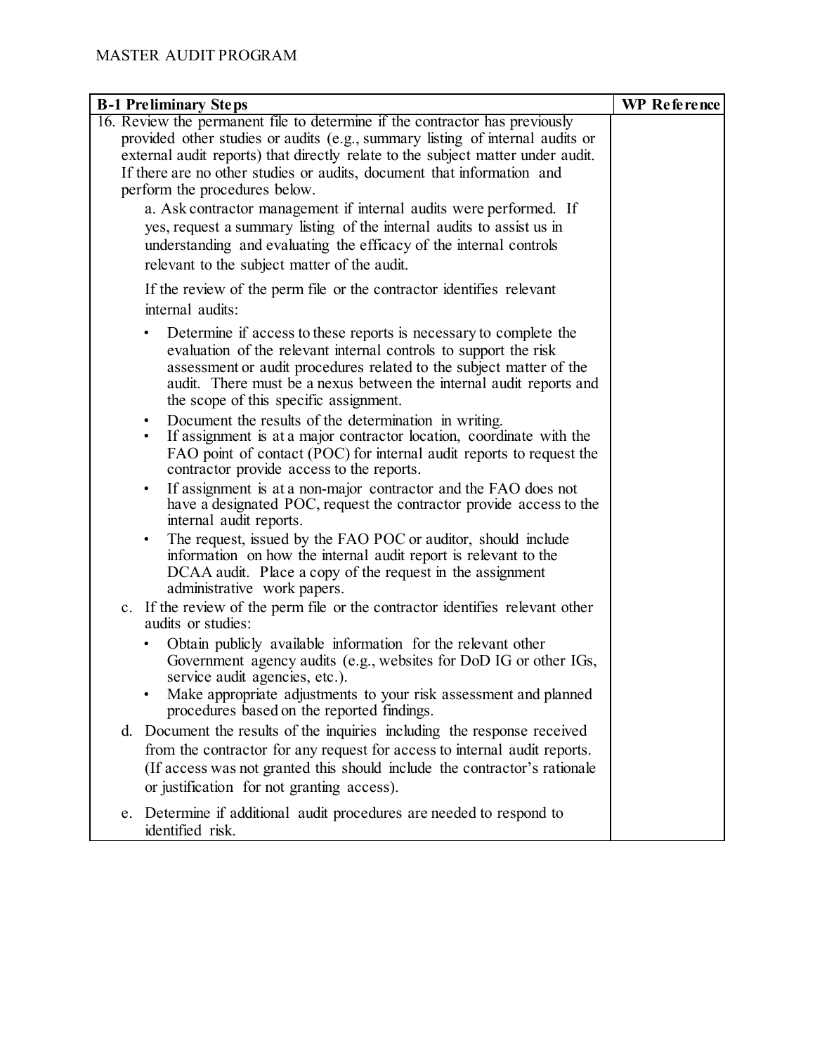| B-1 Preliminary Steps | WP Reference |
|---|---|
| 16. Review the permanent file to determine if the contractor has previously provided other studies or audits (e.g., summary listing of internal audits or external audit reports) that directly relate to the subject matter under audit. If there are no other studies or audits, document that information and perform the procedures below.<br><br>a. Ask contractor management if internal audits were performed. If yes, request a summary listing of the internal audits to assist us in understanding and evaluating the efficacy of the internal controls relevant to the subject matter of the audit.<br><br>If the review of the perm file or the contractor identifies relevant internal audits:<br><br>• Determine if access to these reports is necessary to complete the evaluation of the relevant internal controls to support the risk assessment or audit procedures related to the subject matter of the audit. There must be a nexus between the internal audit reports and the scope of this specific assignment.<br>• Document the results of the determination in writing.<br>• If assignment is at a major contractor location, coordinate with the FAO point of contact (POC) for internal audit reports to request the contractor provide access to the reports.<br>• If assignment is at a non-major contractor and the FAO does not have a designated POC, request the contractor provide access to the internal audit reports.<br>• The request, issued by the FAO POC or auditor, should include information on how the internal audit report is relevant to the DCAA audit. Place a copy of the request in the assignment administrative work papers.<br><br>c. If the review of the perm file or the contractor identifies relevant other audits or studies:<br><br>• Obtain publicly available information for the relevant other Government agency audits (e.g., websites for DoD IG or other IGs, service audit agencies, etc.).<br>• Make appropriate adjustments to your risk assessment and planned procedures based on the reported findings.<br><br>d. Document the results of the inquiries including the response received from the contractor for any request for access to internal audit reports. (If access was not granted this should include the contractor's rationale or justification for not granting access).<br><br>e. Determine if additional audit procedures are needed to respond to identified risk. | |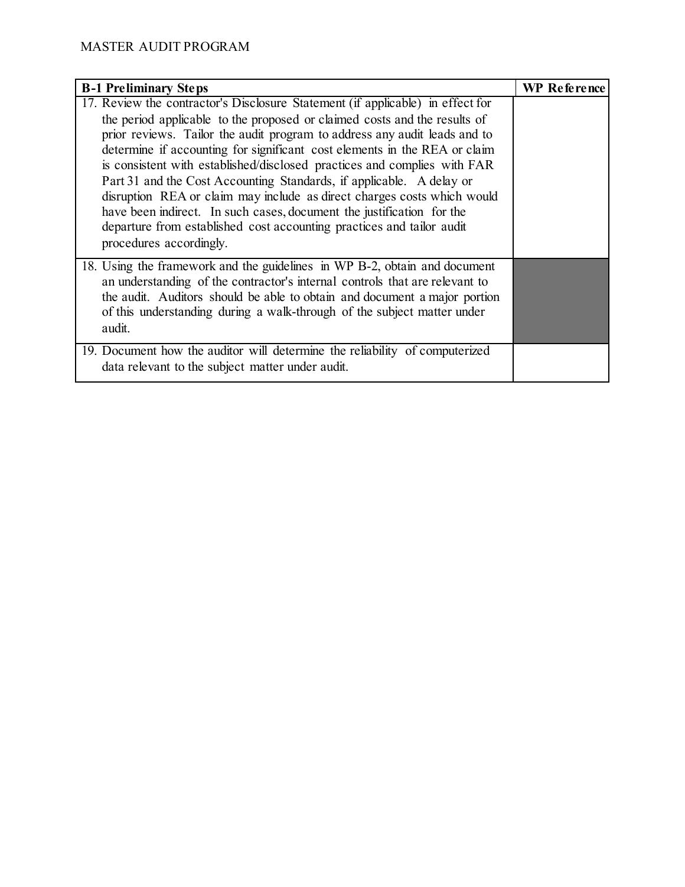MASTER AUDIT PROGRAM

| B-1 Preliminary Steps | WP Reference |
|---|---|
| 17. Review the contractor's Disclosure Statement (if applicable) in effect for the period applicable to the proposed or claimed costs and the results of prior reviews. Tailor the audit program to address any audit leads and to determine if accounting for significant cost elements in the REA or claim is consistent with established/disclosed practices and complies with FAR Part 31 and the Cost Accounting Standards, if applicable. A delay or disruption REA or claim may include as direct charges costs which would have been indirect. In such cases, document the justification for the departure from established cost accounting practices and tailor audit procedures accordingly. | |
| 18. Using the framework and the guidelines in WP B-2, obtain and document an understanding of the contractor's internal controls that are relevant to the audit. Auditors should be able to obtain and document a major portion of this understanding during a walk-through of the subject matter under audit. | |
| 19. Document how the auditor will determine the reliability of computerized data relevant to the subject matter under audit. | |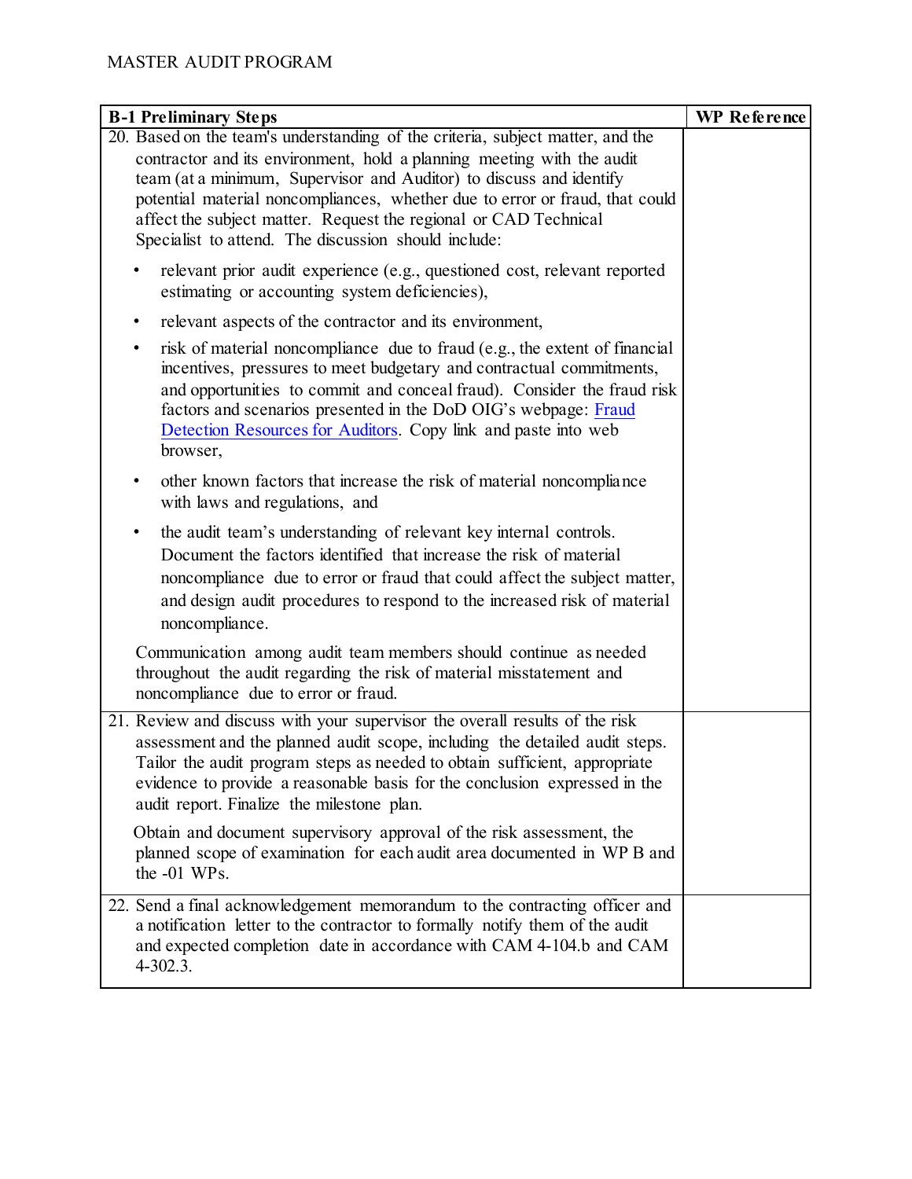MASTER AUDIT PROGRAM

| B-1 Preliminary Steps | WP Reference |
| --- | --- |
| 20. Based on the team's understanding of the criteria, subject matter, and the contractor and its environment, hold a planning meeting with the audit team (at a minimum, Supervisor and Auditor) to discuss and identify potential material noncompliances, whether due to error or fraud, that could affect the subject matter. Request the regional or CAD Technical Specialist to attend. The discussion should include:<br><br>• relevant prior audit experience (e.g., questioned cost, relevant reported estimating or accounting system deficiencies),<br><br>• relevant aspects of the contractor and its environment,<br><br>• risk of material noncompliance due to fraud (e.g., the extent of financial incentives, pressures to meet budgetary and contractual commitments, and opportunities to commit and conceal fraud). Consider the fraud risk factors and scenarios presented in the DoD OIG's webpage: Fraud Detection Resources for Auditors. Copy link and paste into web browser,<br><br>• other known factors that increase the risk of material noncompliance with laws and regulations, and<br><br>• the audit team's understanding of relevant key internal controls. Document the factors identified that increase the risk of material noncompliance due to error or fraud that could affect the subject matter, and design audit procedures to respond to the increased risk of material noncompliance.<br><br>Communication among audit team members should continue as needed throughout the audit regarding the risk of material misstatement and noncompliance due to error or fraud. | |
| 21. Review and discuss with your supervisor the overall results of the risk assessment and the planned audit scope, including the detailed audit steps. Tailor the audit program steps as needed to obtain sufficient, appropriate evidence to provide a reasonable basis for the conclusion expressed in the audit report. Finalize the milestone plan.<br><br>Obtain and document supervisory approval of the risk assessment, the planned scope of examination for each audit area documented in WP B and the -01 WPs. | |
| 22. Send a final acknowledgement memorandum to the contracting officer and a notification letter to the contractor to formally notify them of the audit and expected completion date in accordance with CAM 4-104.b and CAM 4-302.3. | |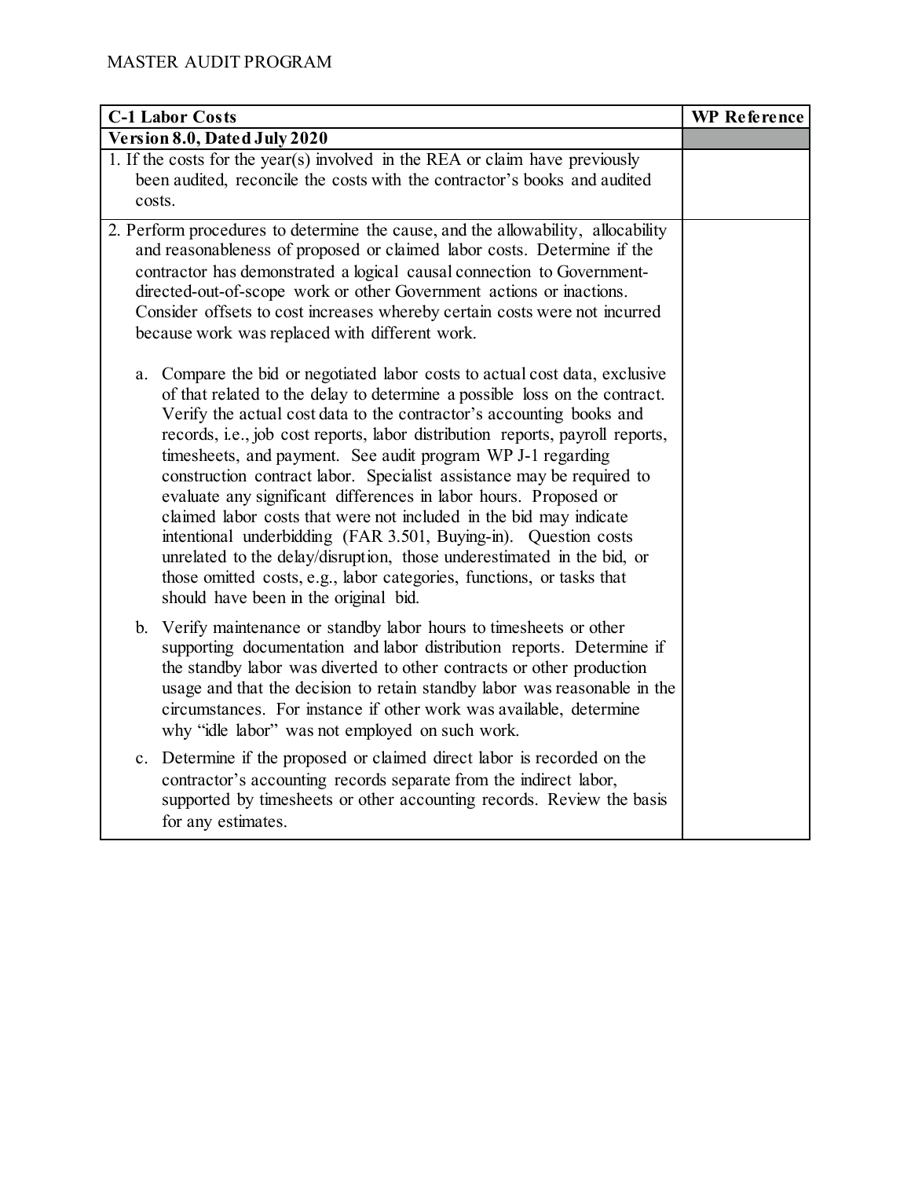MASTER AUDIT PROGRAM

| C-1 Labor Costs | WP Reference |
|---|---|
| **Version 8.0, Dated July 2020** | |
| 1. If the costs for the year(s) involved in the REA or claim have previously been audited, reconcile the costs with the contractor's books and audited costs. | |
| 2. Perform procedures to determine the cause, and the allowability, allocability and reasonableness of proposed or claimed labor costs. Determine if the contractor has demonstrated a logical causal connection to Government-directed-out-of-scope work or other Government actions or inactions. Consider offsets to cost increases whereby certain costs were not incurred because work was replaced with different work.<br><br>a. Compare the bid or negotiated labor costs to actual cost data, exclusive of that related to the delay to determine a possible loss on the contract. Verify the actual cost data to the contractor's accounting books and records, i.e., job cost reports, labor distribution reports, payroll reports, timesheets, and payment. See audit program WP J-1 regarding construction contract labor. Specialist assistance may be required to evaluate any significant differences in labor hours. Proposed or claimed labor costs that were not included in the bid may indicate intentional underbidding (FAR 3.501, Buying-in). Question costs unrelated to the delay/disruption, those underestimated in the bid, or those omitted costs, e.g., labor categories, functions, or tasks that should have been in the original bid.<br><br>b. Verify maintenance or standby labor hours to timesheets or other supporting documentation and labor distribution reports. Determine if the standby labor was diverted to other contracts or other production usage and that the decision to retain standby labor was reasonable in the circumstances. For instance if other work was available, determine why "idle labor" was not employed on such work.<br><br>c. Determine if the proposed or claimed direct labor is recorded on the contractor's accounting records separate from the indirect labor, supported by timesheets or other accounting records. Review the basis for any estimates. | |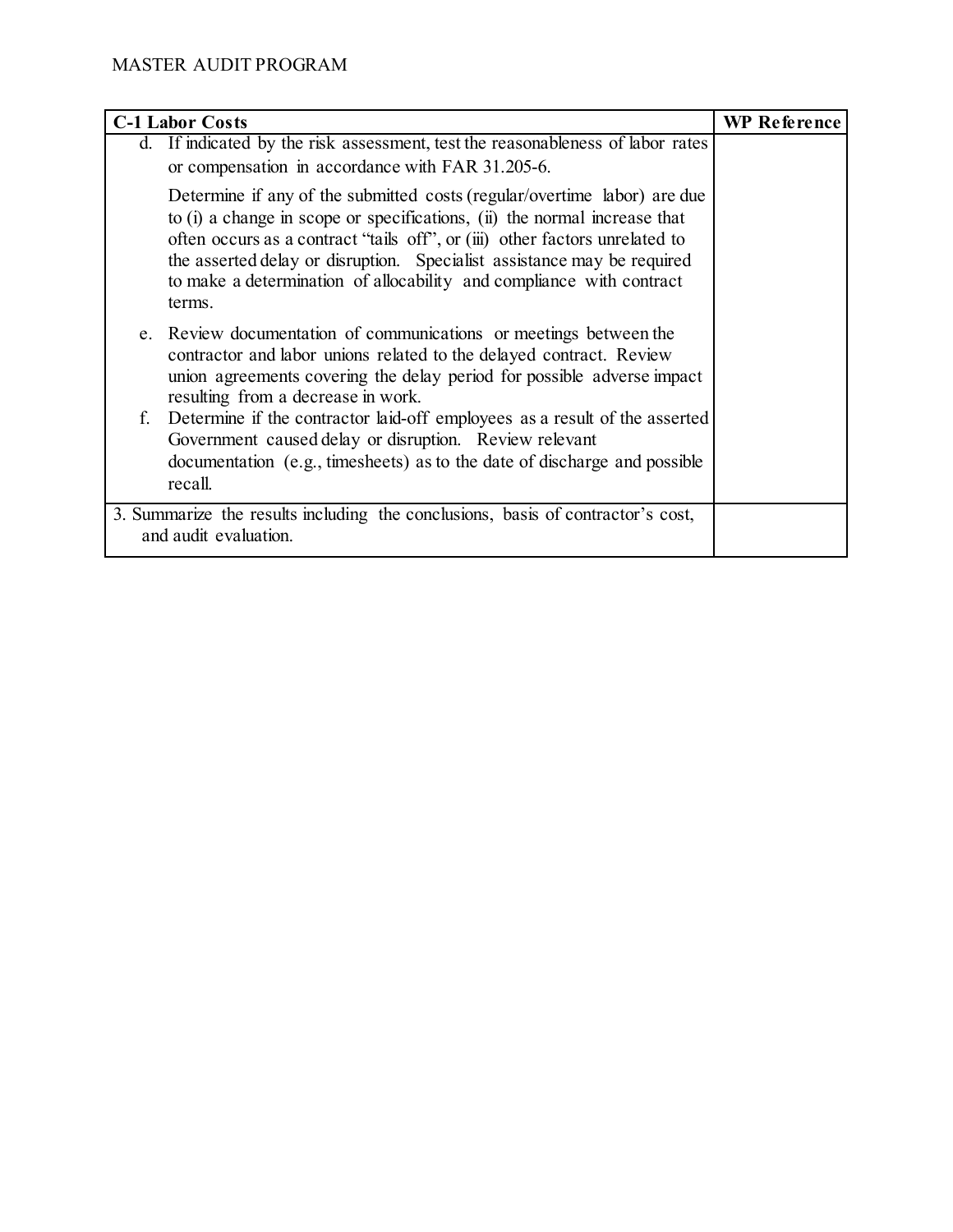| C-1 Labor Costs | WP Reference |
| --- | --- |
| d. If indicated by the risk assessment, test the reasonableness of labor rates or compensation in accordance with FAR 31.205-6.<br><br>Determine if any of the submitted costs (regular/overtime labor) are due to (i) a change in scope or specifications, (ii) the normal increase that often occurs as a contract "tails off", or (iii) other factors unrelated to the asserted delay or disruption. Specialist assistance may be required to make a determination of allocability and compliance with contract terms.<br><br>e. Review documentation of communications or meetings between the contractor and labor unions related to the delayed contract. Review union agreements covering the delay period for possible adverse impact resulting from a decrease in work.<br>f. Determine if the contractor laid-off employees as a result of the asserted Government caused delay or disruption. Review relevant documentation (e.g., timesheets) as to the date of discharge and possible recall. | |
| 3. Summarize the results including the conclusions, basis of contractor's cost, and audit evaluation. | |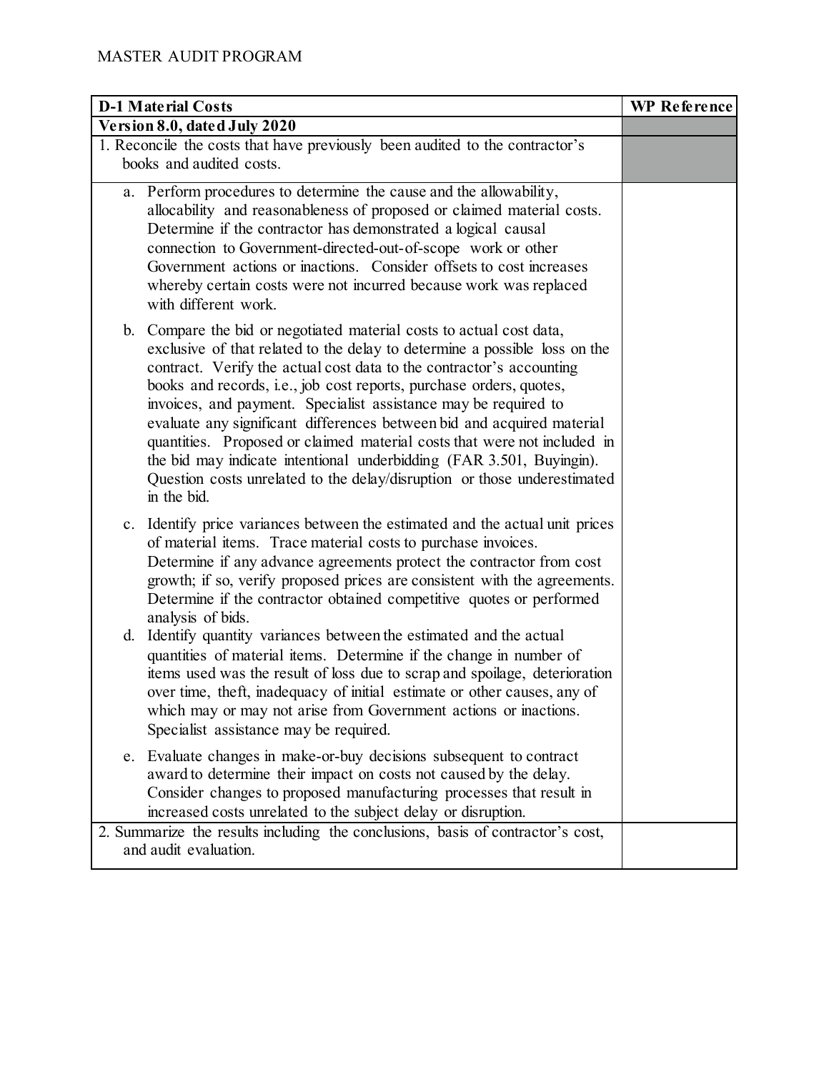MASTER AUDIT PROGRAM

| D-1 Material Costs | WP Reference |
| --- | --- |
| **Version 8.0, dated July 2020** | |
| 1. Reconcile the costs that have previously been audited to the contractor's books and audited costs. | |
| a. Perform procedures to determine the cause and the allowability, allocability and reasonableness of proposed or claimed material costs. Determine if the contractor has demonstrated a logical causal connection to Government-directed-out-of-scope work or other Government actions or inactions. Consider offsets to cost increases whereby certain costs were not incurred because work was replaced with different work.<br><br>b. Compare the bid or negotiated material costs to actual cost data, exclusive of that related to the delay to determine a possible loss on the contract. Verify the actual cost data to the contractor's accounting books and records, i.e., job cost reports, purchase orders, quotes, invoices, and payment. Specialist assistance may be required to evaluate any significant differences between bid and acquired material quantities. Proposed or claimed material costs that were not included in the bid may indicate intentional underbidding (FAR 3.501, Buyingin). Question costs unrelated to the delay/disruption or those underestimated in the bid.<br><br>c. Identify price variances between the estimated and the actual unit prices of material items. Trace material costs to purchase invoices. Determine if any advance agreements protect the contractor from cost growth; if so, verify proposed prices are consistent with the agreements. Determine if the contractor obtained competitive quotes or performed analysis of bids.<br><br>d. Identify quantity variances between the estimated and the actual quantities of material items. Determine if the change in number of items used was the result of loss due to scrap and spoilage, deterioration over time, theft, inadequacy of initial estimate or other causes, any of which may or may not arise from Government actions or inactions. Specialist assistance may be required.<br><br>e. Evaluate changes in make-or-buy decisions subsequent to contract award to determine their impact on costs not caused by the delay. Consider changes to proposed manufacturing processes that result in increased costs unrelated to the subject delay or disruption. | |
| 2. Summarize the results including the conclusions, basis of contractor's cost, and audit evaluation. | |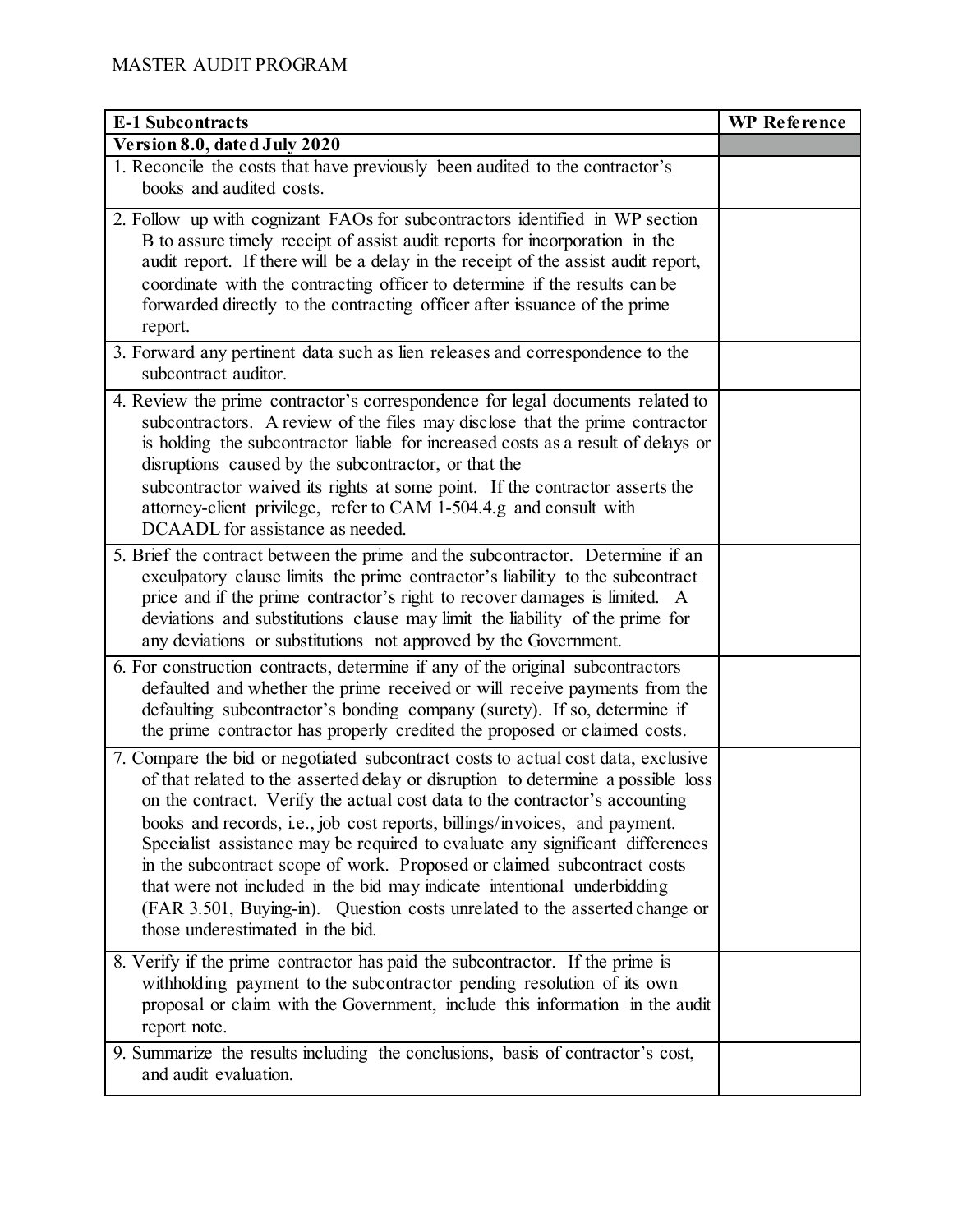MASTER AUDIT PROGRAM

| E-1 Subcontracts | WP Reference |
|---|---|
| **Version 8.0, dated July 2020** | |
| 1. Reconcile the costs that have previously been audited to the contractor's books and audited costs. | |
| 2. Follow up with cognizant FAOs for subcontractors identified in WP section B to assure timely receipt of assist audit reports for incorporation in the audit report. If there will be a delay in the receipt of the assist audit report, coordinate with the contracting officer to determine if the results can be forwarded directly to the contracting officer after issuance of the prime report. | |
| 3. Forward any pertinent data such as lien releases and correspondence to the subcontract auditor. | |
| 4. Review the prime contractor's correspondence for legal documents related to subcontractors. A review of the files may disclose that the prime contractor is holding the subcontractor liable for increased costs as a result of delays or disruptions caused by the subcontractor, or that the subcontractor waived its rights at some point. If the contractor asserts the attorney-client privilege, refer to CAM 1-504.4.g and consult with DCAADL for assistance as needed. | |
| 5. Brief the contract between the prime and the subcontractor. Determine if an exculpatory clause limits the prime contractor's liability to the subcontract price and if the prime contractor's right to recover damages is limited. A deviations and substitutions clause may limit the liability of the prime for any deviations or substitutions not approved by the Government. | |
| 6. For construction contracts, determine if any of the original subcontractors defaulted and whether the prime received or will receive payments from the defaulting subcontractor's bonding company (surety). If so, determine if the prime contractor has properly credited the proposed or claimed costs. | |
| 7. Compare the bid or negotiated subcontract costs to actual cost data, exclusive of that related to the asserted delay or disruption to determine a possible loss on the contract. Verify the actual cost data to the contractor's accounting books and records, i.e., job cost reports, billings/invoices, and payment. Specialist assistance may be required to evaluate any significant differences in the subcontract scope of work. Proposed or claimed subcontract costs that were not included in the bid may indicate intentional underbidding (FAR 3.501, Buying-in). Question costs unrelated to the asserted change or those underestimated in the bid. | |
| 8. Verify if the prime contractor has paid the subcontractor. If the prime is withholding payment to the subcontractor pending resolution of its own proposal or claim with the Government, include this information in the audit report note. | |
| 9. Summarize the results including the conclusions, basis of contractor's cost, and audit evaluation. | |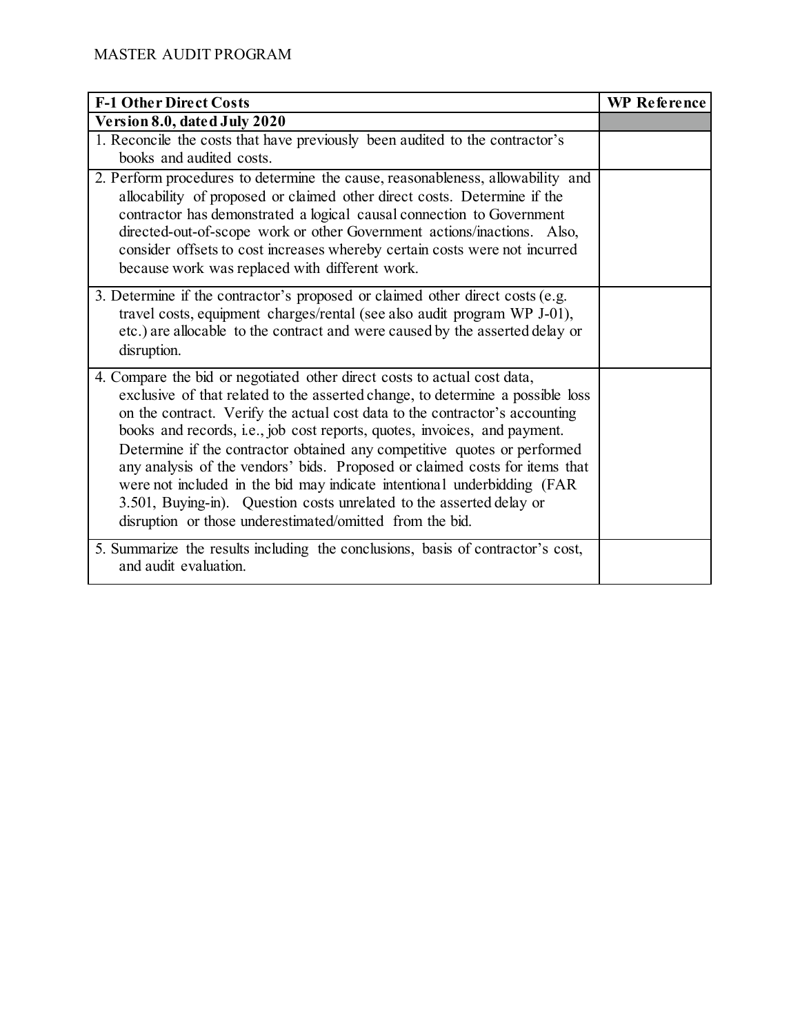MASTER AUDIT PROGRAM

| F-1 Other Direct Costs | WP Reference |
| --- | --- |
| **Version 8.0, dated July 2020** | |
| 1. Reconcile the costs that have previously been audited to the contractor's books and audited costs. | |
| 2. Perform procedures to determine the cause, reasonableness, allowability and allocability of proposed or claimed other direct costs. Determine if the contractor has demonstrated a logical causal connection to Government directed-out-of-scope work or other Government actions/inactions. Also, consider offsets to cost increases whereby certain costs were not incurred because work was replaced with different work. | |
| 3. Determine if the contractor's proposed or claimed other direct costs (e.g. travel costs, equipment charges/rental (see also audit program WP J-01), etc.) are allocable to the contract and were caused by the asserted delay or disruption. | |
| 4. Compare the bid or negotiated other direct costs to actual cost data, exclusive of that related to the asserted change, to determine a possible loss on the contract. Verify the actual cost data to the contractor's accounting books and records, i.e., job cost reports, quotes, invoices, and payment. Determine if the contractor obtained any competitive quotes or performed any analysis of the vendors' bids. Proposed or claimed costs for items that were not included in the bid may indicate intentional underbidding (FAR 3.501, Buying-in). Question costs unrelated to the asserted delay or disruption or those underestimated/omitted from the bid. | |
| 5. Summarize the results including the conclusions, basis of contractor's cost, and audit evaluation. | |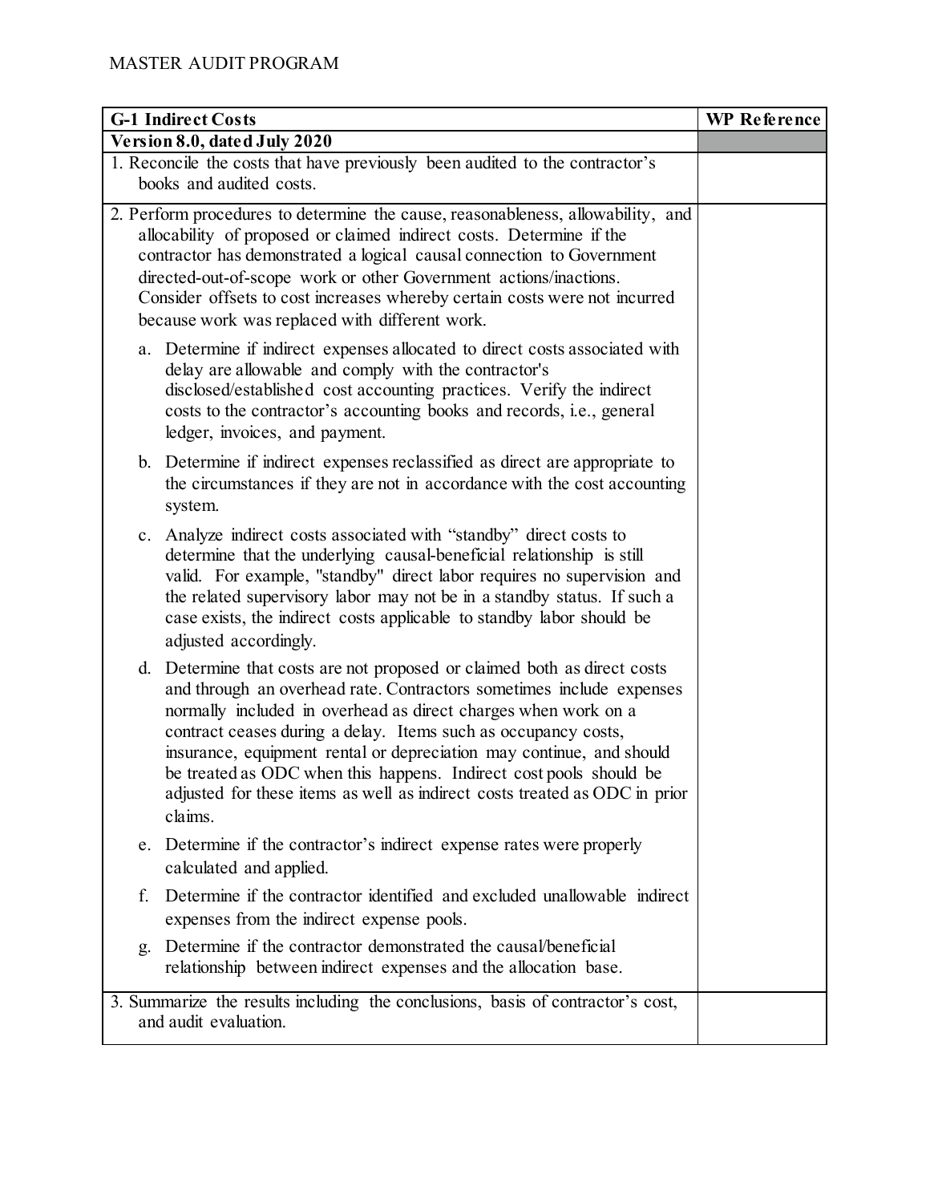MASTER AUDIT PROGRAM

| G-1 Indirect Costs | WP Reference |
| --- | --- |
| **Version 8.0, dated July 2020** | |
| 1. Reconcile the costs that have previously been audited to the contractor's books and audited costs. | |
| 2. Perform procedures to determine the cause, reasonableness, allowability, and allocability of proposed or claimed indirect costs. Determine if the contractor has demonstrated a logical causal connection to Government directed-out-of-scope work or other Government actions/inactions. Consider offsets to cost increases whereby certain costs were not incurred because work was replaced with different work.<br><br>a. Determine if indirect expenses allocated to direct costs associated with delay are allowable and comply with the contractor's disclosed/established cost accounting practices. Verify the indirect costs to the contractor's accounting books and records, i.e., general ledger, invoices, and payment.<br><br>b. Determine if indirect expenses reclassified as direct are appropriate to the circumstances if they are not in accordance with the cost accounting system.<br><br>c. Analyze indirect costs associated with "standby" direct costs to determine that the underlying causal-beneficial relationship is still valid. For example, "standby" direct labor requires no supervision and the related supervisory labor may not be in a standby status. If such a case exists, the indirect costs applicable to standby labor should be adjusted accordingly.<br><br>d. Determine that costs are not proposed or claimed both as direct costs and through an overhead rate. Contractors sometimes include expenses normally included in overhead as direct charges when work on a contract ceases during a delay. Items such as occupancy costs, insurance, equipment rental or depreciation may continue, and should be treated as ODC when this happens. Indirect cost pools should be adjusted for these items as well as indirect costs treated as ODC in prior claims.<br><br>e. Determine if the contractor's indirect expense rates were properly calculated and applied.<br><br>f. Determine if the contractor identified and excluded unallowable indirect expenses from the indirect expense pools.<br><br>g. Determine if the contractor demonstrated the causal/beneficial relationship between indirect expenses and the allocation base. | |
| 3. Summarize the results including the conclusions, basis of contractor's cost, and audit evaluation. | |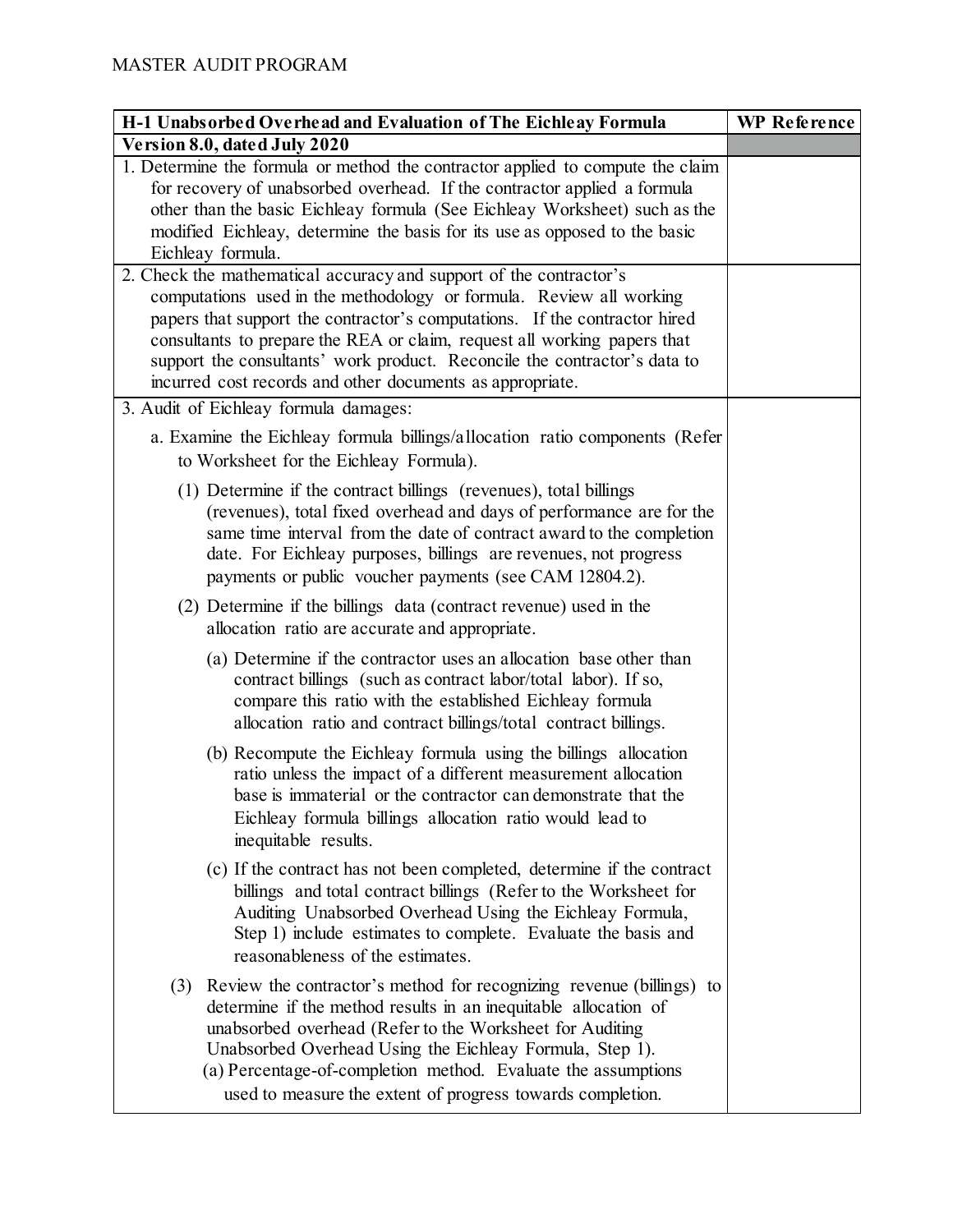MASTER AUDIT PROGRAM

| **H-1 Unabsorbed Overhead and Evaluation of The Eichleay Formula** | **WP Reference** |
|---|---|
| **Version 8.0, dated July 2020** | |
| 1. Determine the formula or method the contractor applied to compute the claim for recovery of unabsorbed overhead. If the contractor applied a formula other than the basic Eichleay formula (See Eichleay Worksheet) such as the modified Eichleay, determine the basis for its use as opposed to the basic Eichleay formula. | |
| 2. Check the mathematical accuracy and support of the contractor's computations used in the methodology or formula. Review all working papers that support the contractor's computations. If the contractor hired consultants to prepare the REA or claim, request all working papers that support the consultants' work product. Reconcile the contractor's data to incurred cost records and other documents as appropriate. | |
| 3. Audit of Eichleay formula damages:<br><br>a. Examine the Eichleay formula billings/allocation ratio components (Refer to Worksheet for the Eichleay Formula).<br><br>(1) Determine if the contract billings (revenues), total billings (revenues), total fixed overhead and days of performance are for the same time interval from the date of contract award to the completion date. For Eichleay purposes, billings are revenues, not progress payments or public voucher payments (see CAM 12804.2).<br><br>(2) Determine if the billings data (contract revenue) used in the allocation ratio are accurate and appropriate.<br><br>(a) Determine if the contractor uses an allocation base other than contract billings (such as contract labor/total labor). If so, compare this ratio with the established Eichleay formula allocation ratio and contract billings/total contract billings.<br><br>(b) Recompute the Eichleay formula using the billings allocation ratio unless the impact of a different measurement allocation base is immaterial or the contractor can demonstrate that the Eichleay formula billings allocation ratio would lead to inequitable results.<br><br>(c) If the contract has not been completed, determine if the contract billings and total contract billings (Refer to the Worksheet for Auditing Unabsorbed Overhead Using the Eichleay Formula, Step 1) include estimates to complete. Evaluate the basis and reasonableness of the estimates.<br><br>(3) Review the contractor's method for recognizing revenue (billings) to determine if the method results in an inequitable allocation of unabsorbed overhead (Refer to the Worksheet for Auditing Unabsorbed Overhead Using the Eichleay Formula, Step 1).<br>(a) Percentage-of-completion method. Evaluate the assumptions used to measure the extent of progress towards completion. | |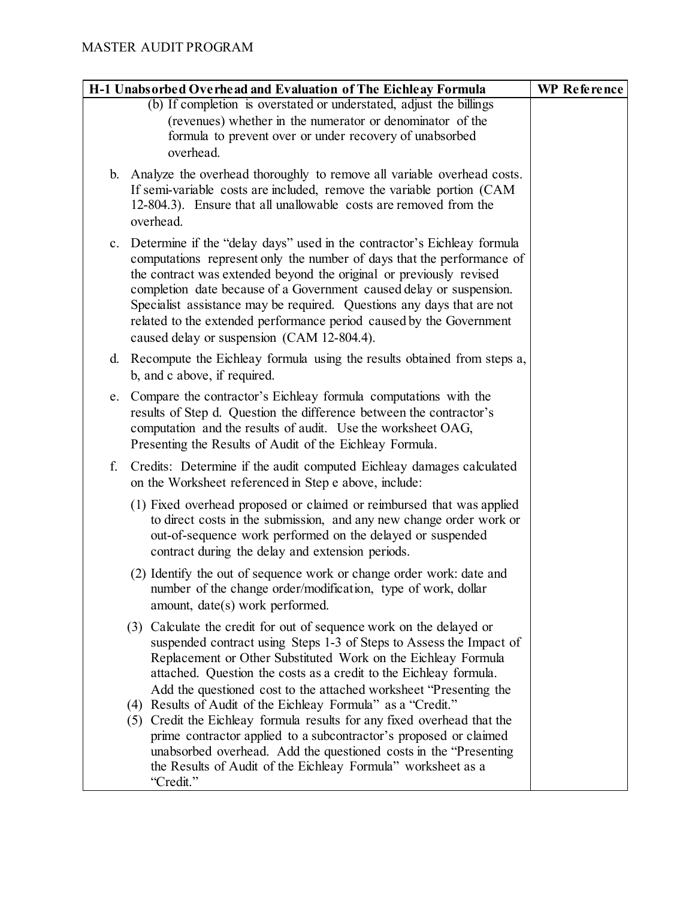| H-1 Unabsorbed Overhead and Evaluation of The Eichleay Formula | WP Reference |
|---|---|
| (b) If completion is overstated or understated, adjust the billings (revenues) whether in the numerator or denominator of the formula to prevent over or under recovery of unabsorbed overhead. | |
| b. Analyze the overhead thoroughly to remove all variable overhead costs. If semi-variable costs are included, remove the variable portion (CAM 12-804.3). Ensure that all unallowable costs are removed from the overhead. | |
| c. Determine if the "delay days" used in the contractor's Eichleay formula computations represent only the number of days that the performance of the contract was extended beyond the original or previously revised completion date because of a Government caused delay or suspension. Specialist assistance may be required. Questions any days that are not related to the extended performance period caused by the Government caused delay or suspension (CAM 12-804.4). | |
| d. Recompute the Eichleay formula using the results obtained from steps a, b, and c above, if required. | |
| e. Compare the contractor's Eichleay formula computations with the results of Step d. Question the difference between the contractor's computation and the results of audit. Use the worksheet OAG, Presenting the Results of Audit of the Eichleay Formula. | |
| f. Credits: Determine if the audit computed Eichleay damages calculated on the Worksheet referenced in Step e above, include: | |
| (1) Fixed overhead proposed or claimed or reimbursed that was applied to direct costs in the submission, and any new change order work or out-of-sequence work performed on the delayed or suspended contract during the delay and extension periods. | |
| (2) Identify the out of sequence work or change order work: date and number of the change order/modification, type of work, dollar amount, date(s) work performed. | |
| (3) Calculate the credit for out of sequence work on the delayed or suspended contract using Steps 1-3 of Steps to Assess the Impact of Replacement or Other Substituted Work on the Eichleay Formula attached. Question the costs as a credit to the Eichleay formula. Add the questioned cost to the attached worksheet "Presenting the | |
| (4) Results of Audit of the Eichleay Formula" as a "Credit." | |
| (5) Credit the Eichleay formula results for any fixed overhead that the prime contractor applied to a subcontractor's proposed or claimed unabsorbed overhead. Add the questioned costs in the "Presenting the Results of Audit of the Eichleay Formula" worksheet as a "Credit." | |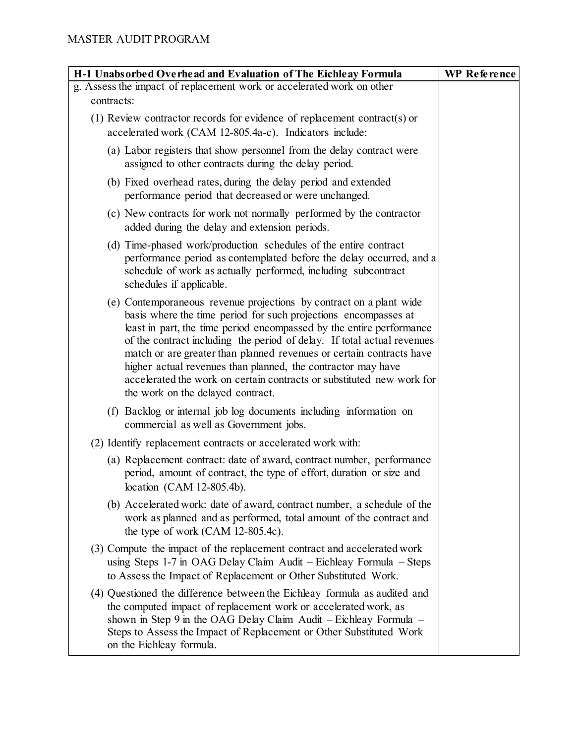| H-1 Unabsorbed Overhead and Evaluation of The Eichleay Formula | WP Reference |
|---|---|
| g. Assess the impact of replacement work or accelerated work on other contracts:<br><br>(1) Review contractor records for evidence of replacement contract(s) or accelerated work (CAM 12-805.4a-c). Indicators include:<br><br>(a) Labor registers that show personnel from the delay contract were assigned to other contracts during the delay period.<br><br>(b) Fixed overhead rates, during the delay period and extended performance period that decreased or were unchanged.<br><br>(c) New contracts for work not normally performed by the contractor added during the delay and extension periods.<br><br>(d) Time-phased work/production schedules of the entire contract performance period as contemplated before the delay occurred, and a schedule of work as actually performed, including subcontract schedules if applicable.<br><br>(e) Contemporaneous revenue projections by contract on a plant wide basis where the time period for such projections encompasses at least in part, the time period encompassed by the entire performance of the contract including the period of delay. If total actual revenues match or are greater than planned revenues or certain contracts have higher actual revenues than planned, the contractor may have accelerated the work on certain contracts or substituted new work for the work on the delayed contract.<br><br>(f) Backlog or internal job log documents including information on commercial as well as Government jobs.<br><br>(2) Identify replacement contracts or accelerated work with:<br><br>(a) Replacement contract: date of award, contract number, performance period, amount of contract, the type of effort, duration or size and location (CAM 12-805.4b).<br><br>(b) Accelerated work: date of award, contract number, a schedule of the work as planned and as performed, total amount of the contract and the type of work (CAM 12-805.4c).<br><br>(3) Compute the impact of the replacement contract and accelerated work using Steps 1-7 in OAG Delay Claim Audit – Eichleay Formula – Steps to Assess the Impact of Replacement or Other Substituted Work.<br><br>(4) Questioned the difference between the Eichleay formula as audited and the computed impact of replacement work or accelerated work, as shown in Step 9 in the OAG Delay Claim Audit – Eichleay Formula – Steps to Assess the Impact of Replacement or Other Substituted Work on the Eichleay formula. | |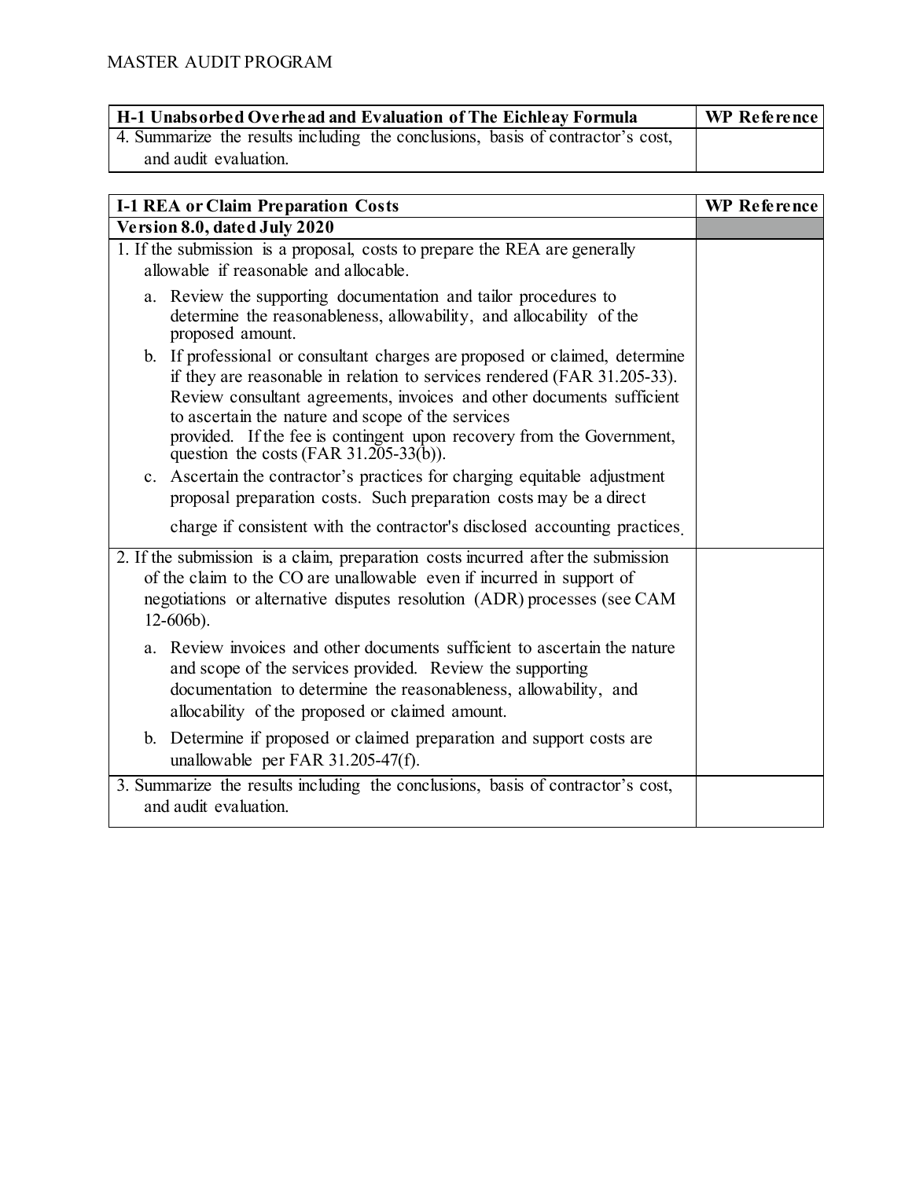| H-1 Unabsorbed Overhead and Evaluation of The Eichleay Formula | WP Reference |
| --- | --- |
| 4. Summarize the results including the conclusions, basis of contractor's cost, and audit evaluation. | |

| I-1 REA or Claim Preparation Costs | WP Reference |
| --- | --- |
| **Version 8.0, dated July 2020** | |
| 1. If the submission is a proposal, costs to prepare the REA are generally allowable if reasonable and allocable.<br><br>a. Review the supporting documentation and tailor procedures to determine the reasonableness, allowability, and allocability of the proposed amount.<br>b. If professional or consultant charges are proposed or claimed, determine if they are reasonable in relation to services rendered (FAR 31.205-33). Review consultant agreements, invoices and other documents sufficient to ascertain the nature and scope of the services provided. If the fee is contingent upon recovery from the Government, question the costs (FAR 31.205-33(b)).<br>c. Ascertain the contractor's practices for charging equitable adjustment proposal preparation costs. Such preparation costs may be a direct charge if consistent with the contractor's disclosed accounting practices. | |
| 2. If the submission is a claim, preparation costs incurred after the submission of the claim to the CO are unallowable even if incurred in support of negotiations or alternative disputes resolution (ADR) processes (see CAM 12-606b).<br><br>a. Review invoices and other documents sufficient to ascertain the nature and scope of the services provided. Review the supporting documentation to determine the reasonableness, allowability, and allocability of the proposed or claimed amount.<br>b. Determine if proposed or claimed preparation and support costs are unallowable per FAR 31.205-47(f). | |
| 3. Summarize the results including the conclusions, basis of contractor's cost, and audit evaluation. | |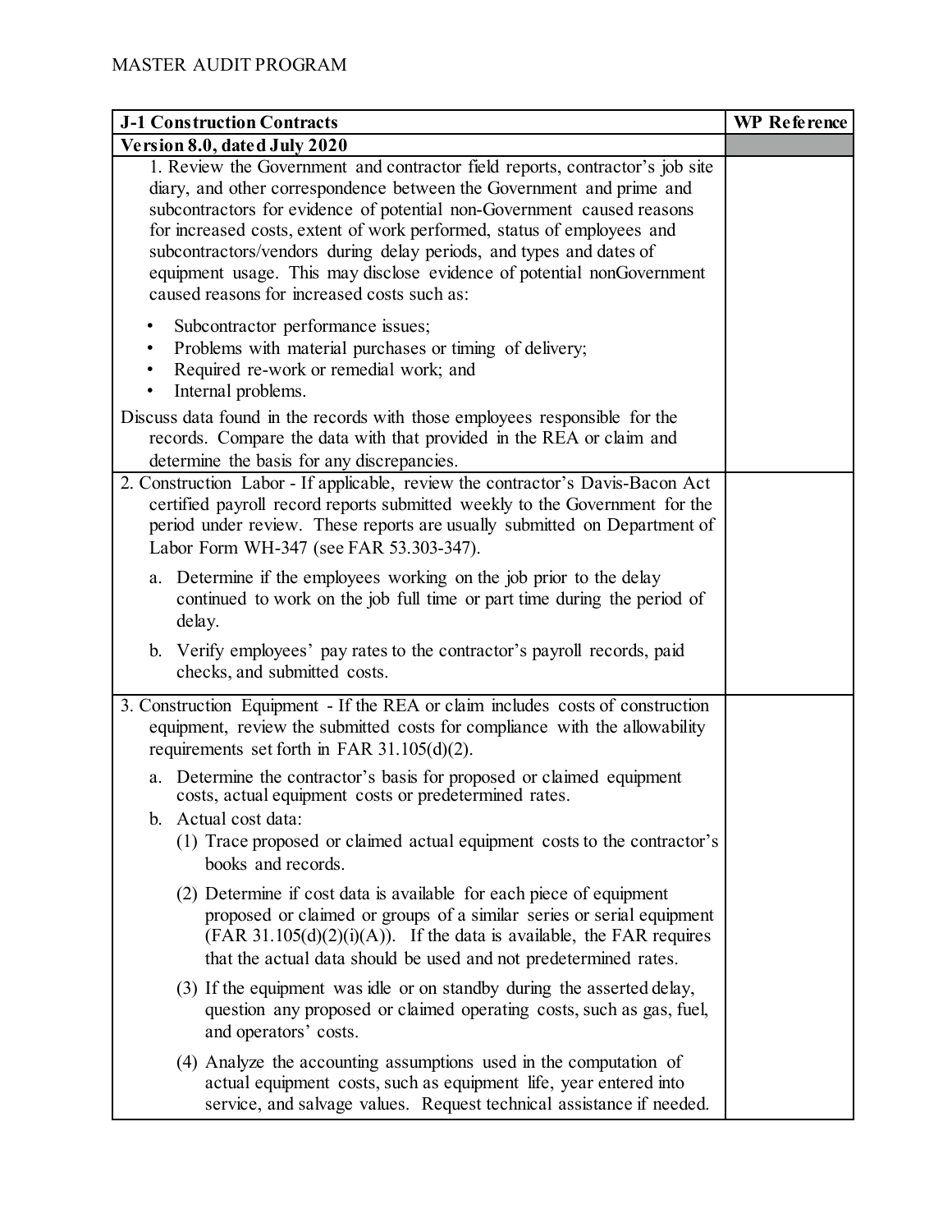| J-1 Construction Contracts | WP Reference |
|---|---|
| **Version 8.0, dated July 2020** | |
| 1. Review the Government and contractor field reports, contractor's job site diary, and other correspondence between the Government and prime and subcontractors for evidence of potential non-Government caused reasons for increased costs, extent of work performed, status of employees and subcontractors/vendors during delay periods, and types and dates of equipment usage. This may disclose evidence of potential nonGovernment caused reasons for increased costs such as:<br>• Subcontractor performance issues;<br>• Problems with material purchases or timing of delivery;<br>• Required re-work or remedial work; and<br>• Internal problems.<br>Discuss data found in the records with those employees responsible for the records. Compare the data with that provided in the REA or claim and determine the basis for any discrepancies. | |
| 2. Construction Labor - If applicable, review the contractor's Davis-Bacon Act certified payroll record reports submitted weekly to the Government for the period under review. These reports are usually submitted on Department of Labor Form WH-347 (see FAR 53.303-347).<br>a. Determine if the employees working on the job prior to the delay continued to work on the job full time or part time during the period of delay.<br>b. Verify employees' pay rates to the contractor's payroll records, paid checks, and submitted costs. | |
| 3. Construction Equipment - If the REA or claim includes costs of construction equipment, review the submitted costs for compliance with the allowability requirements set forth in FAR 31.105(d)(2).<br>a. Determine the contractor's basis for proposed or claimed equipment costs, actual equipment costs or predetermined rates.<br>b. Actual cost data:<br>(1) Trace proposed or claimed actual equipment costs to the contractor's books and records.<br>(2) Determine if cost data is available for each piece of equipment proposed or claimed or groups of a similar series or serial equipment (FAR 31.105(d)(2)(i)(A)). If the data is available, the FAR requires that the actual data should be used and not predetermined rates.<br>(3) If the equipment was idle or on standby during the asserted delay, question any proposed or claimed operating costs, such as gas, fuel, and operators' costs.<br>(4) Analyze the accounting assumptions used in the computation of actual equipment costs, such as equipment life, year entered into service, and salvage values. Request technical assistance if needed. | |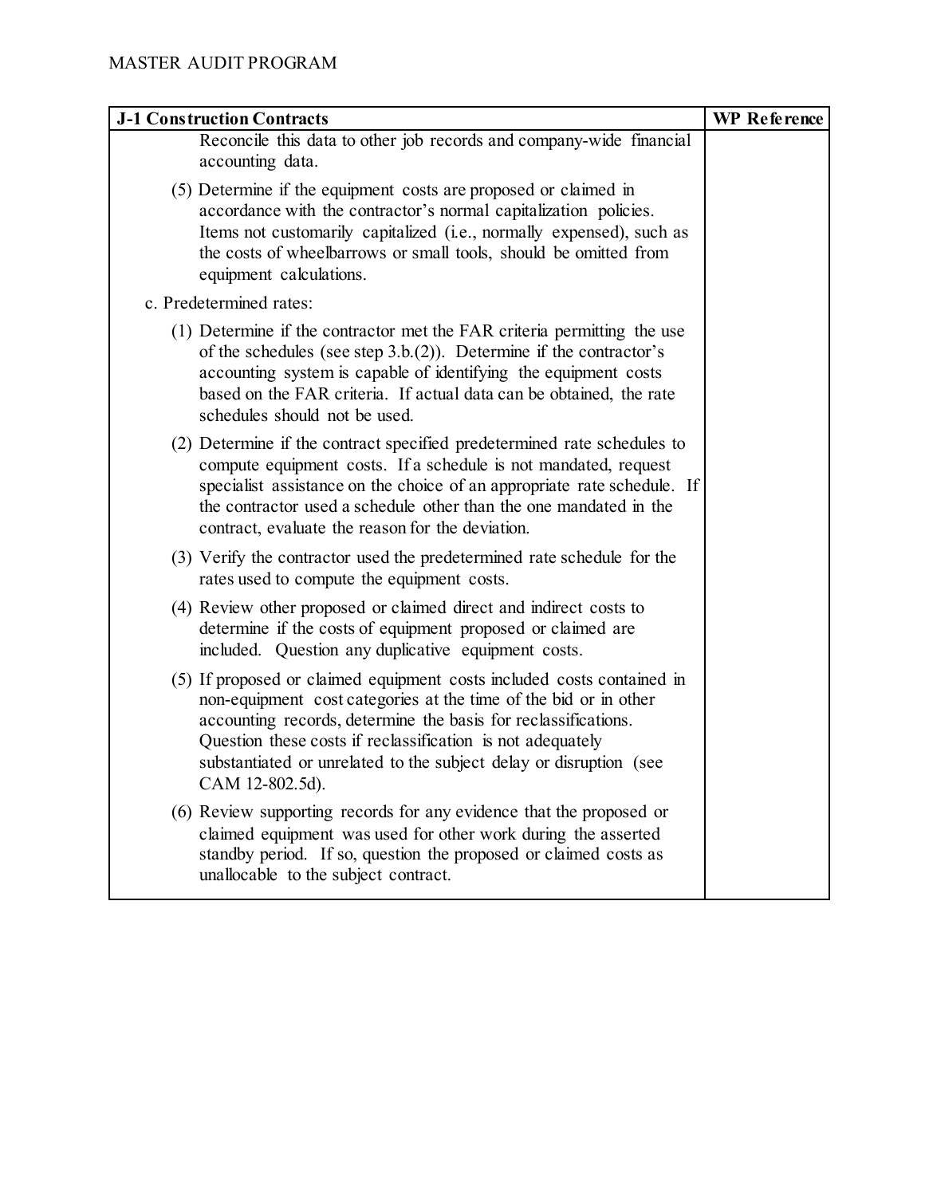| J-1 Construction Contracts | WP Reference |
| --- | --- |
| Reconcile this data to other job records and company-wide financial accounting data.<br><br>(5) Determine if the equipment costs are proposed or claimed in accordance with the contractor's normal capitalization policies. Items not customarily capitalized (i.e., normally expensed), such as the costs of wheelbarrows or small tools, should be omitted from equipment calculations.<br><br>c. Predetermined rates:<br><br>(1) Determine if the contractor met the FAR criteria permitting the use of the schedules (see step 3.b.(2)). Determine if the contractor's accounting system is capable of identifying the equipment costs based on the FAR criteria. If actual data can be obtained, the rate schedules should not be used.<br><br>(2) Determine if the contract specified predetermined rate schedules to compute equipment costs. If a schedule is not mandated, request specialist assistance on the choice of an appropriate rate schedule. If the contractor used a schedule other than the one mandated in the contract, evaluate the reason for the deviation.<br><br>(3) Verify the contractor used the predetermined rate schedule for the rates used to compute the equipment costs.<br><br>(4) Review other proposed or claimed direct and indirect costs to determine if the costs of equipment proposed or claimed are included. Question any duplicative equipment costs.<br><br>(5) If proposed or claimed equipment costs included costs contained in non-equipment cost categories at the time of the bid or in other accounting records, determine the basis for reclassifications. Question these costs if reclassification is not adequately substantiated or unrelated to the subject delay or disruption (see CAM 12-802.5d).<br><br>(6) Review supporting records for any evidence that the proposed or claimed equipment was used for other work during the asserted standby period. If so, question the proposed or claimed costs as unallocable to the subject contract. | |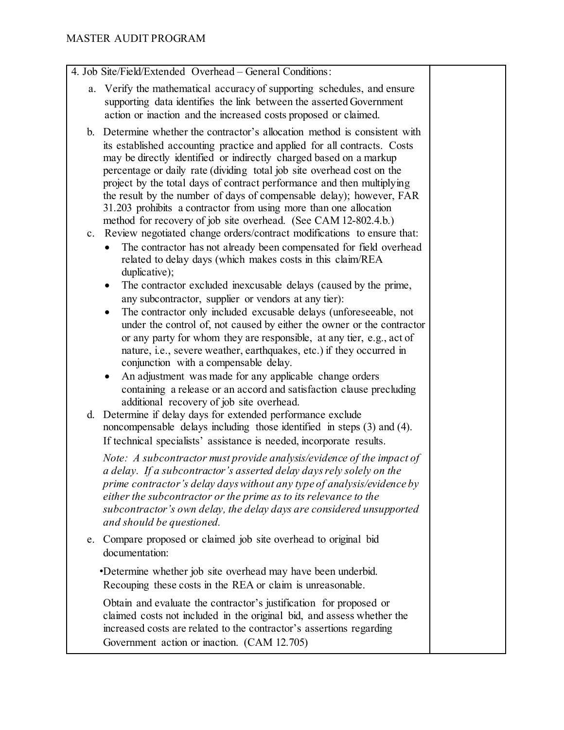| 4. Job Site/Field/Extended Overhead – General Conditions: | |
|---|---|
| a. Verify the mathematical accuracy of supporting schedules, and ensure supporting data identifies the link between the asserted Government action or inaction and the increased costs proposed or claimed.<br><br>b. Determine whether the contractor's allocation method is consistent with its established accounting practice and applied for all contracts. Costs may be directly identified or indirectly charged based on a markup percentage or daily rate (dividing total job site overhead cost on the project by the total days of contract performance and then multiplying the result by the number of days of compensable delay); however, FAR 31.203 prohibits a contractor from using more than one allocation method for recovery of job site overhead. (See CAM 12-802.4.b.)<br><br>c. Review negotiated change orders/contract modifications to ensure that:<br>• The contractor has not already been compensated for field overhead related to delay days (which makes costs in this claim/REA duplicative);<br>• The contractor excluded inexcusable delays (caused by the prime, any subcontractor, supplier or vendors at any tier):<br>• The contractor only included excusable delays (unforeseeable, not under the control of, not caused by either the owner or the contractor or any party for whom they are responsible, at any tier, e.g., act of nature, i.e., severe weather, earthquakes, etc.) if they occurred in conjunction with a compensable delay.<br>• An adjustment was made for any applicable change orders containing a release or an accord and satisfaction clause precluding additional recovery of job site overhead.<br><br>d. Determine if delay days for extended performance exclude noncompensable delays including those identified in steps (3) and (4). If technical specialists' assistance is needed, incorporate results.<br><br>*Note: A subcontractor must provide analysis/evidence of the impact of a delay. If a subcontractor's asserted delay days rely solely on the prime contractor's delay days without any type of analysis/evidence by either the subcontractor or the prime as to its relevance to the subcontractor's own delay, the delay days are considered unsupported and should be questioned.*<br><br>e. Compare proposed or claimed job site overhead to original bid documentation:<br><br>•Determine whether job site overhead may have been underbid. Recouping these costs in the REA or claim is unreasonable.<br><br>Obtain and evaluate the contractor's justification for proposed or claimed costs not included in the original bid, and assess whether the increased costs are related to the contractor's assertions regarding Government action or inaction. (CAM 12.705) | |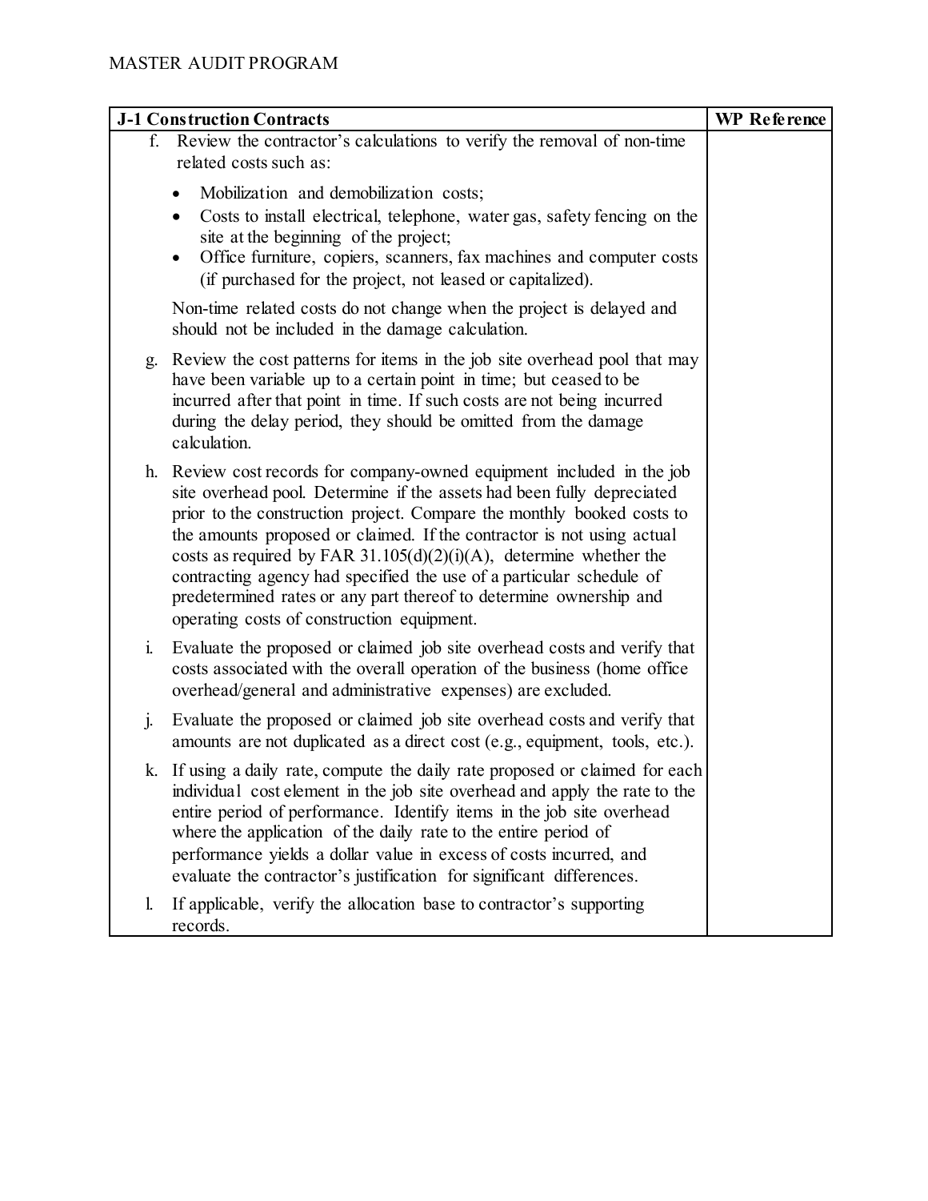| J-1 Construction Contracts | WP Reference |
|---|---|
| f. Review the contractor's calculations to verify the removal of non-time related costs such as:<br>• Mobilization and demobilization costs;<br>• Costs to install electrical, telephone, water gas, safety fencing on the site at the beginning of the project;<br>• Office furniture, copiers, scanners, fax machines and computer costs (if purchased for the project, not leased or capitalized).<br>Non-time related costs do not change when the project is delayed and should not be included in the damage calculation. | |
| g. Review the cost patterns for items in the job site overhead pool that may have been variable up to a certain point in time; but ceased to be incurred after that point in time. If such costs are not being incurred during the delay period, they should be omitted from the damage calculation. | |
| h. Review cost records for company-owned equipment included in the job site overhead pool. Determine if the assets had been fully depreciated prior to the construction project. Compare the monthly booked costs to the amounts proposed or claimed. If the contractor is not using actual costs as required by FAR 31.105(d)(2)(i)(A), determine whether the contracting agency had specified the use of a particular schedule of predetermined rates or any part thereof to determine ownership and operating costs of construction equipment. | |
| i. Evaluate the proposed or claimed job site overhead costs and verify that costs associated with the overall operation of the business (home office overhead/general and administrative expenses) are excluded. | |
| j. Evaluate the proposed or claimed job site overhead costs and verify that amounts are not duplicated as a direct cost (e.g., equipment, tools, etc.). | |
| k. If using a daily rate, compute the daily rate proposed or claimed for each individual cost element in the job site overhead and apply the rate to the entire period of performance. Identify items in the job site overhead where the application of the daily rate to the entire period of performance yields a dollar value in excess of costs incurred, and evaluate the contractor's justification for significant differences. | |
| l. If applicable, verify the allocation base to contractor's supporting records. | |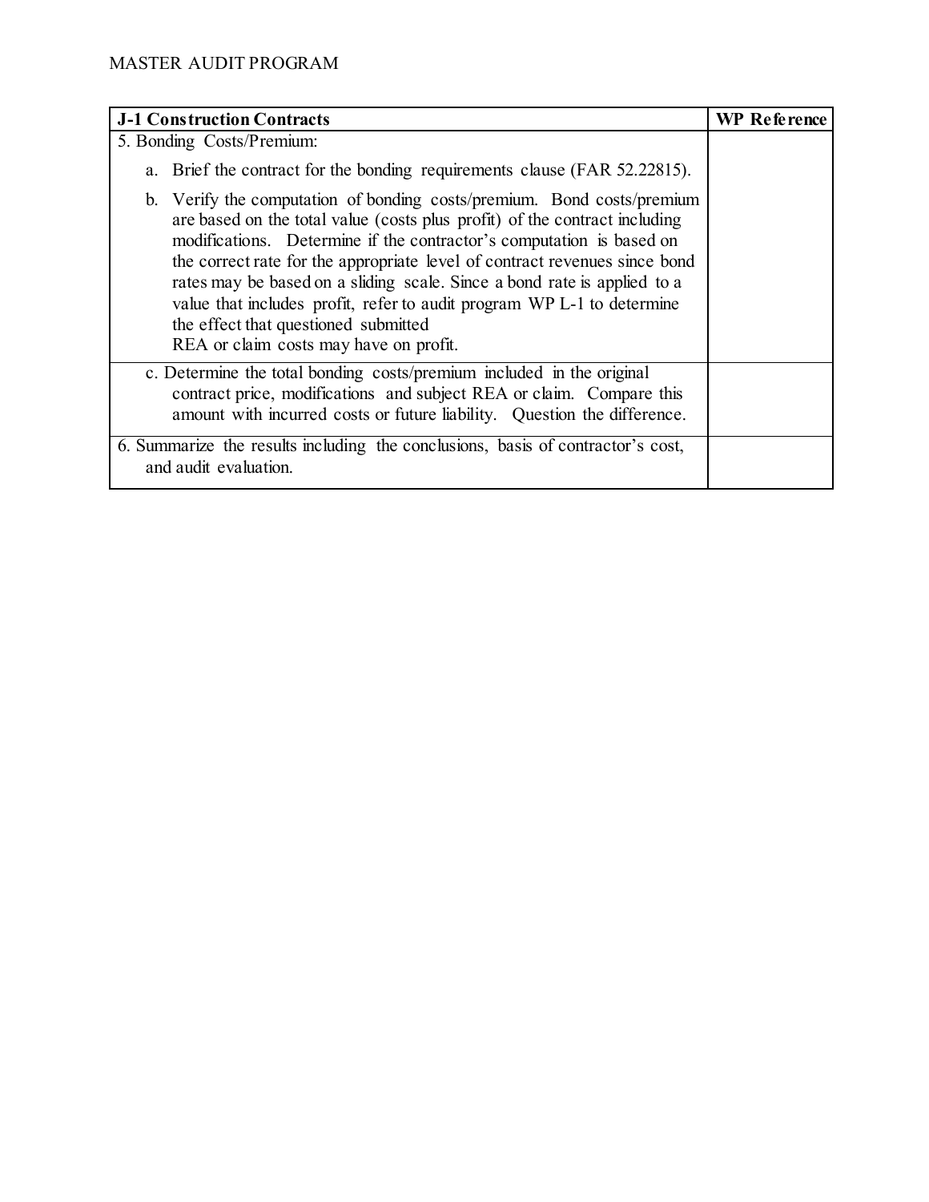| J-1 Construction Contracts | WP Reference |
| --- | --- |
| 5. Bonding Costs/Premium:<br><br>a. Brief the contract for the bonding requirements clause (FAR 52.22815).<br><br>b. Verify the computation of bonding costs/premium. Bond costs/premium are based on the total value (costs plus profit) of the contract including modifications. Determine if the contractor's computation is based on the correct rate for the appropriate level of contract revenues since bond rates may be based on a sliding scale. Since a bond rate is applied to a value that includes profit, refer to audit program WP L-1 to determine the effect that questioned submitted REA or claim costs may have on profit. | |
| c. Determine the total bonding costs/premium included in the original contract price, modifications and subject REA or claim. Compare this amount with incurred costs or future liability. Question the difference. | |
| 6. Summarize the results including the conclusions, basis of contractor's cost, and audit evaluation. | |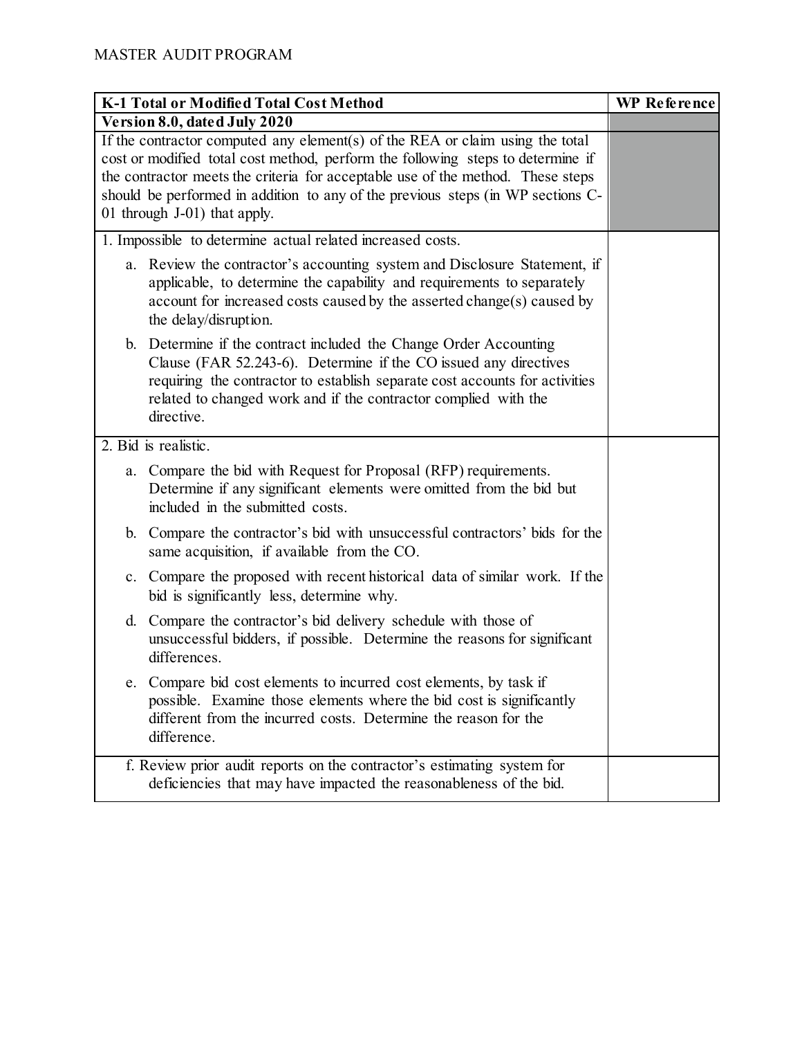MASTER AUDIT PROGRAM

| K-1 Total or Modified Total Cost Method | WP Reference |
|---|---|
| **Version 8.0, dated July 2020** | |
| If the contractor computed any element(s) of the REA or claim using the total cost or modified total cost method, perform the following steps to determine if the contractor meets the criteria for acceptable use of the method. These steps should be performed in addition to any of the previous steps (in WP sections C-01 through J-01) that apply. | |
| 1. Impossible to determine actual related increased costs.<br><br>a. Review the contractor's accounting system and Disclosure Statement, if applicable, to determine the capability and requirements to separately account for increased costs caused by the asserted change(s) caused by the delay/disruption.<br><br>b. Determine if the contract included the Change Order Accounting Clause (FAR 52.243-6). Determine if the CO issued any directives requiring the contractor to establish separate cost accounts for activities related to changed work and if the contractor complied with the directive. | |
| 2. Bid is realistic.<br><br>a. Compare the bid with Request for Proposal (RFP) requirements. Determine if any significant elements were omitted from the bid but included in the submitted costs.<br><br>b. Compare the contractor's bid with unsuccessful contractors' bids for the same acquisition, if available from the CO.<br><br>c. Compare the proposed with recent historical data of similar work. If the bid is significantly less, determine why.<br><br>d. Compare the contractor's bid delivery schedule with those of unsuccessful bidders, if possible. Determine the reasons for significant differences.<br><br>e. Compare bid cost elements to incurred cost elements, by task if possible. Examine those elements where the bid cost is significantly different from the incurred costs. Determine the reason for the difference. | |
| f. Review prior audit reports on the contractor's estimating system for deficiencies that may have impacted the reasonableness of the bid. | |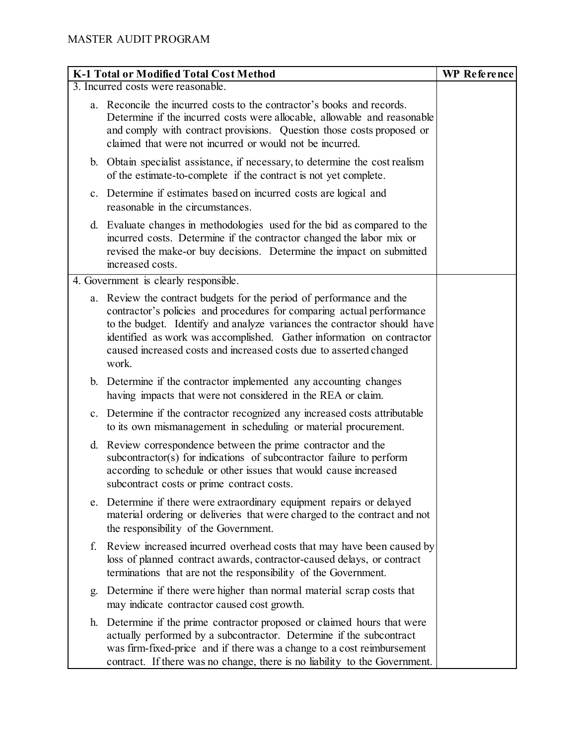| K-1 Total or Modified Total Cost Method | WP Reference |
|---|---|
| 3. Incurred costs were reasonable. | |
| a. Reconcile the incurred costs to the contractor's books and records. Determine if the incurred costs were allocable, allowable and reasonable and comply with contract provisions. Question those costs proposed or claimed that were not incurred or would not be incurred. | |
| b. Obtain specialist assistance, if necessary, to determine the cost realism of the estimate-to-complete if the contract is not yet complete. | |
| c. Determine if estimates based on incurred costs are logical and reasonable in the circumstances. | |
| d. Evaluate changes in methodologies used for the bid as compared to the incurred costs. Determine if the contractor changed the labor mix or revised the make-or buy decisions. Determine the impact on submitted increased costs. | |
| 4. Government is clearly responsible. | |
| a. Review the contract budgets for the period of performance and the contractor's policies and procedures for comparing actual performance to the budget. Identify and analyze variances the contractor should have identified as work was accomplished. Gather information on contractor caused increased costs and increased costs due to asserted changed work. | |
| b. Determine if the contractor implemented any accounting changes having impacts that were not considered in the REA or claim. | |
| c. Determine if the contractor recognized any increased costs attributable to its own mismanagement in scheduling or material procurement. | |
| d. Review correspondence between the prime contractor and the subcontractor(s) for indications of subcontractor failure to perform according to schedule or other issues that would cause increased subcontract costs or prime contract costs. | |
| e. Determine if there were extraordinary equipment repairs or delayed material ordering or deliveries that were charged to the contract and not the responsibility of the Government. | |
| f. Review increased incurred overhead costs that may have been caused by loss of planned contract awards, contractor-caused delays, or contract terminations that are not the responsibility of the Government. | |
| g. Determine if there were higher than normal material scrap costs that may indicate contractor caused cost growth. | |
| h. Determine if the prime contractor proposed or claimed hours that were actually performed by a subcontractor. Determine if the subcontract was firm-fixed-price and if there was a change to a cost reimbursement contract. If there was no change, there is no liability to the Government. | |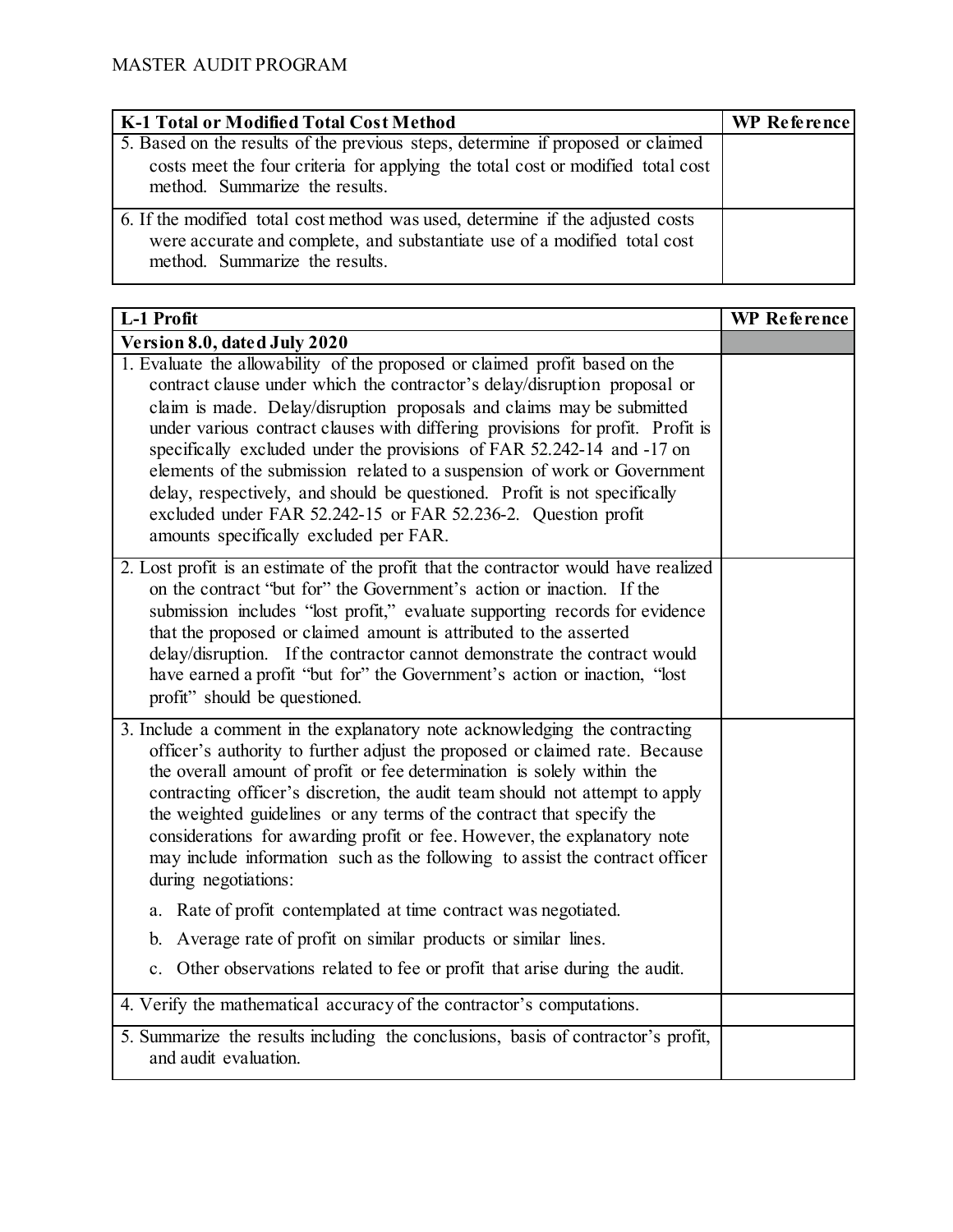| K-1 Total or Modified Total Cost Method | WP Reference |
|---|---|
| 5. Based on the results of the previous steps, determine if proposed or claimed costs meet the four criteria for applying the total cost or modified total cost method. Summarize the results. | |
| 6. If the modified total cost method was used, determine if the adjusted costs were accurate and complete, and substantiate use of a modified total cost method. Summarize the results. | |

| L-1 Profit | WP Reference |
|---|---|
| **Version 8.0, dated July 2020** | |
| 1. Evaluate the allowability of the proposed or claimed profit based on the contract clause under which the contractor's delay/disruption proposal or claim is made. Delay/disruption proposals and claims may be submitted under various contract clauses with differing provisions for profit. Profit is specifically excluded under the provisions of FAR 52.242-14 and -17 on elements of the submission related to a suspension of work or Government delay, respectively, and should be questioned. Profit is not specifically excluded under FAR 52.242-15 or FAR 52.236-2. Question profit amounts specifically excluded per FAR. | |
| 2. Lost profit is an estimate of the profit that the contractor would have realized on the contract "but for" the Government's action or inaction. If the submission includes "lost profit," evaluate supporting records for evidence that the proposed or claimed amount is attributed to the asserted delay/disruption. If the contractor cannot demonstrate the contract would have earned a profit "but for" the Government's action or inaction, "lost profit" should be questioned. | |
| 3. Include a comment in the explanatory note acknowledging the contracting officer's authority to further adjust the proposed or claimed rate. Because the overall amount of profit or fee determination is solely within the contracting officer's discretion, the audit team should not attempt to apply the weighted guidelines or any terms of the contract that specify the considerations for awarding profit or fee. However, the explanatory note may include information such as the following to assist the contract officer during negotiations: <br> a. Rate of profit contemplated at time contract was negotiated. <br> b. Average rate of profit on similar products or similar lines. <br> c. Other observations related to fee or profit that arise during the audit. | |
| 4. Verify the mathematical accuracy of the contractor's computations. | |
| 5. Summarize the results including the conclusions, basis of contractor's profit, and audit evaluation. | |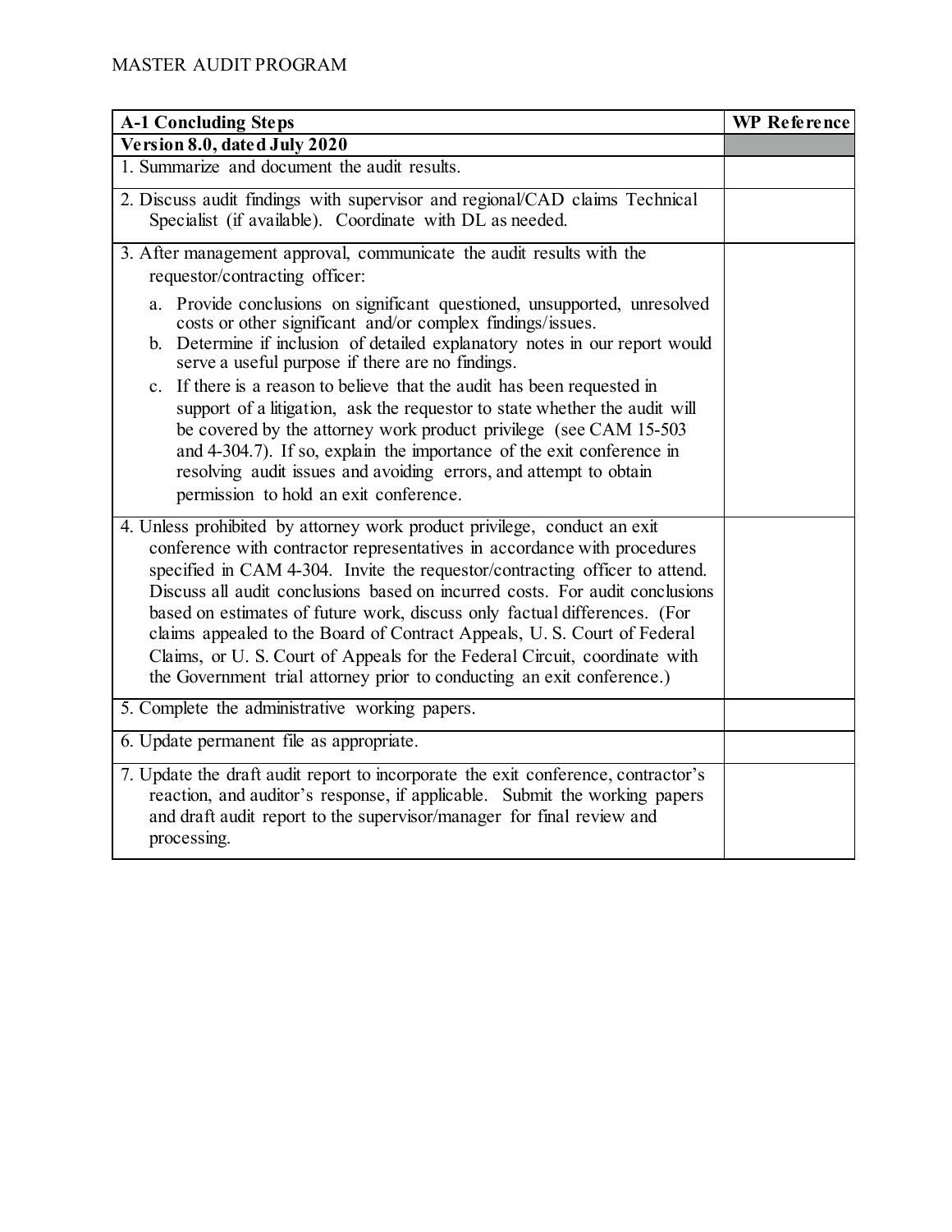MASTER AUDIT PROGRAM

| A-1 Concluding Steps | WP Reference |
|---|---|
| **Version 8.0, dated July 2020** | |
| 1. Summarize and document the audit results. | |
| 2. Discuss audit findings with supervisor and regional/CAD claims Technical Specialist (if available). Coordinate with DL as needed. | |
| 3. After management approval, communicate the audit results with the requestor/contracting officer:<br>a. Provide conclusions on significant questioned, unsupported, unresolved costs or other significant and/or complex findings/issues.<br>b. Determine if inclusion of detailed explanatory notes in our report would serve a useful purpose if there are no findings.<br>c. If there is a reason to believe that the audit has been requested in support of a litigation, ask the requestor to state whether the audit will be covered by the attorney work product privilege (see CAM 15-503 and 4-304.7). If so, explain the importance of the exit conference in resolving audit issues and avoiding errors, and attempt to obtain permission to hold an exit conference. | |
| 4. Unless prohibited by attorney work product privilege, conduct an exit conference with contractor representatives in accordance with procedures specified in CAM 4-304. Invite the requestor/contracting officer to attend. Discuss all audit conclusions based on incurred costs. For audit conclusions based on estimates of future work, discuss only factual differences. (For claims appealed to the Board of Contract Appeals, U. S. Court of Federal Claims, or U. S. Court of Appeals for the Federal Circuit, coordinate with the Government trial attorney prior to conducting an exit conference.) | |
| 5. Complete the administrative working papers. | |
| 6. Update permanent file as appropriate. | |
| 7. Update the draft audit report to incorporate the exit conference, contractor's reaction, and auditor's response, if applicable. Submit the working papers and draft audit report to the supervisor/manager for final review and processing. | |